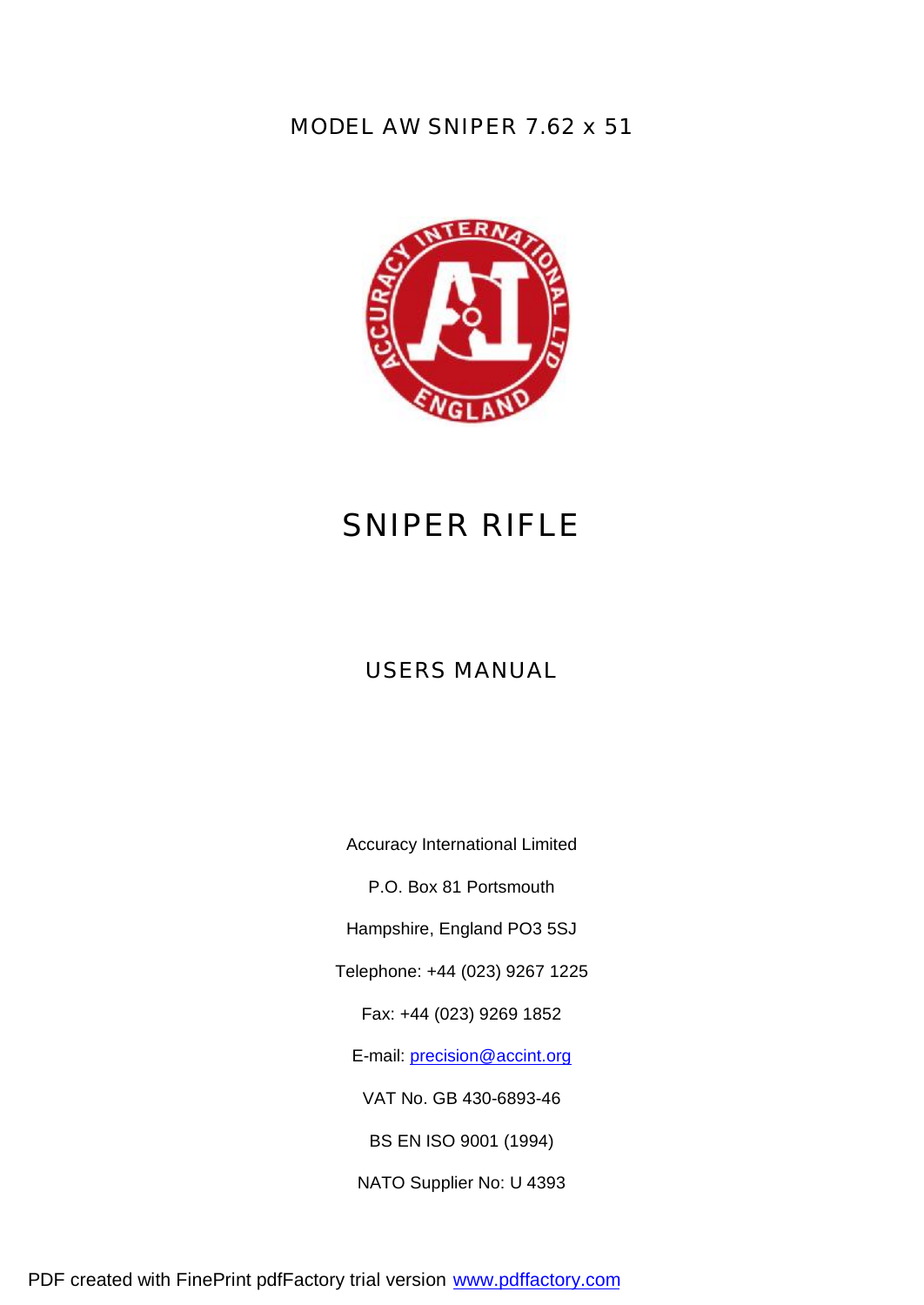MODEL AW SNIPER 7.62 x 51

# SNIPER RIFLE

## USERS MANUAL

Accuracy International Limited

P.O. Box 81 Portsmouth

Hampshire, England PO3 5SJ

Telephone: +44 (023) 9267 1225

Fax: +44 (023) 9269 1852

E-mail: precision@accint.org

VAT No. GB 430-6893-46

BS EN ISO 9001 (1994)

NATO Supplier No: U 4393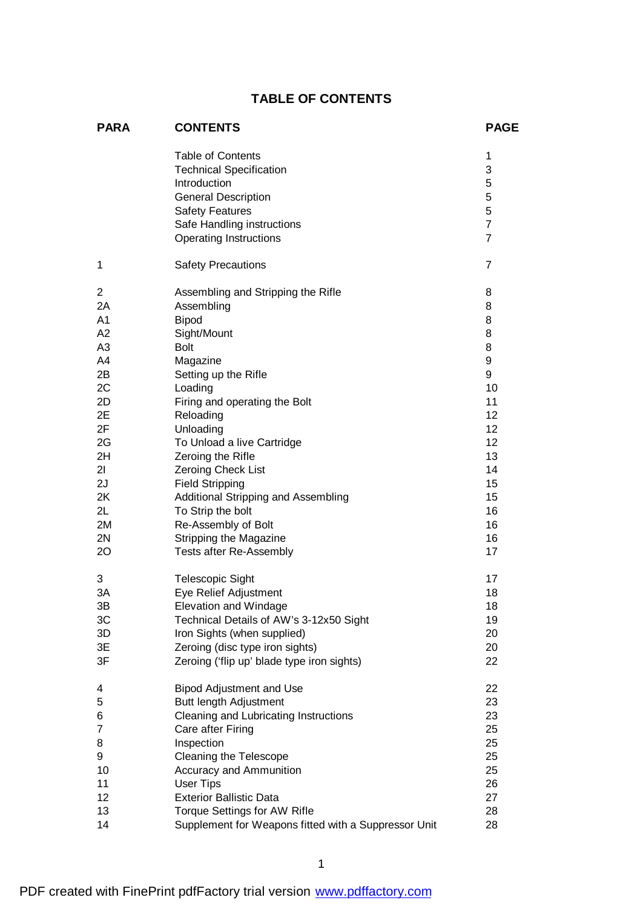# TABLE OF CONTENTS

| PARA | CONTENTS | PAGE |
|---|---|---|
| | Table of Contents | 1 |
| | Technical Specification | 3 |
| | Introduction | 5 |
| | General Description | 5 |
| | Safety Features | 5 |
| | Safe Handling instructions | 7 |
| | Operating Instructions | 7 |
| 1 | Safety Precautions | 7 |
| 2 | Assembling and Stripping the Rifle | 8 |
| 2A | Assembling | 8 |
| A1 | Bipod | 8 |
| A2 | Sight/Mount | 8 |
| A3 | Bolt | 8 |
| A4 | Magazine | 9 |
| 2B | Setting up the Rifle | 9 |
| 2C | Loading | 10 |
| 2D | Firing and operating the Bolt | 11 |
| 2E | Reloading | 12 |
| 2F | Unloading | 12 |
| 2G | To Unload a live Cartridge | 12 |
| 2H | Zeroing the Rifle | 13 |
| 2I | Zeroing Check List | 14 |
| 2J | Field Stripping | 15 |
| 2K | Additional Stripping and Assembling | 15 |
| 2L | To Strip the bolt | 16 |
| 2M | Re-Assembly of Bolt | 16 |
| 2N | Stripping the Magazine | 16 |
| 2O | Tests after Re-Assembly | 17 |
| 3 | Telescopic Sight | 17 |
| 3A | Eye Relief Adjustment | 18 |
| 3B | Elevation and Windage | 18 |
| 3C | Technical Details of AW's 3-12x50 Sight | 19 |
| 3D | Iron Sights (when supplied) | 20 |
| 3E | Zeroing (disc type iron sights) | 20 |
| 3F | Zeroing ('flip up' blade type iron sights) | 22 |
| 4 | Bipod Adjustment and Use | 22 |
| 5 | Butt length Adjustment | 23 |
| 6 | Cleaning and Lubricating Instructions | 23 |
| 7 | Care after Firing | 25 |
| 8 | Inspection | 25 |
| 9 | Cleaning the Telescope | 25 |
| 10 | Accuracy and Ammunition | 25 |
| 11 | User Tips | 26 |
| 12 | Exterior Ballistic Data | 27 |
| 13 | Torque Settings for AW Rifle | 28 |
| 14 | Supplement for Weapons fitted with a Suppressor Unit | 28 |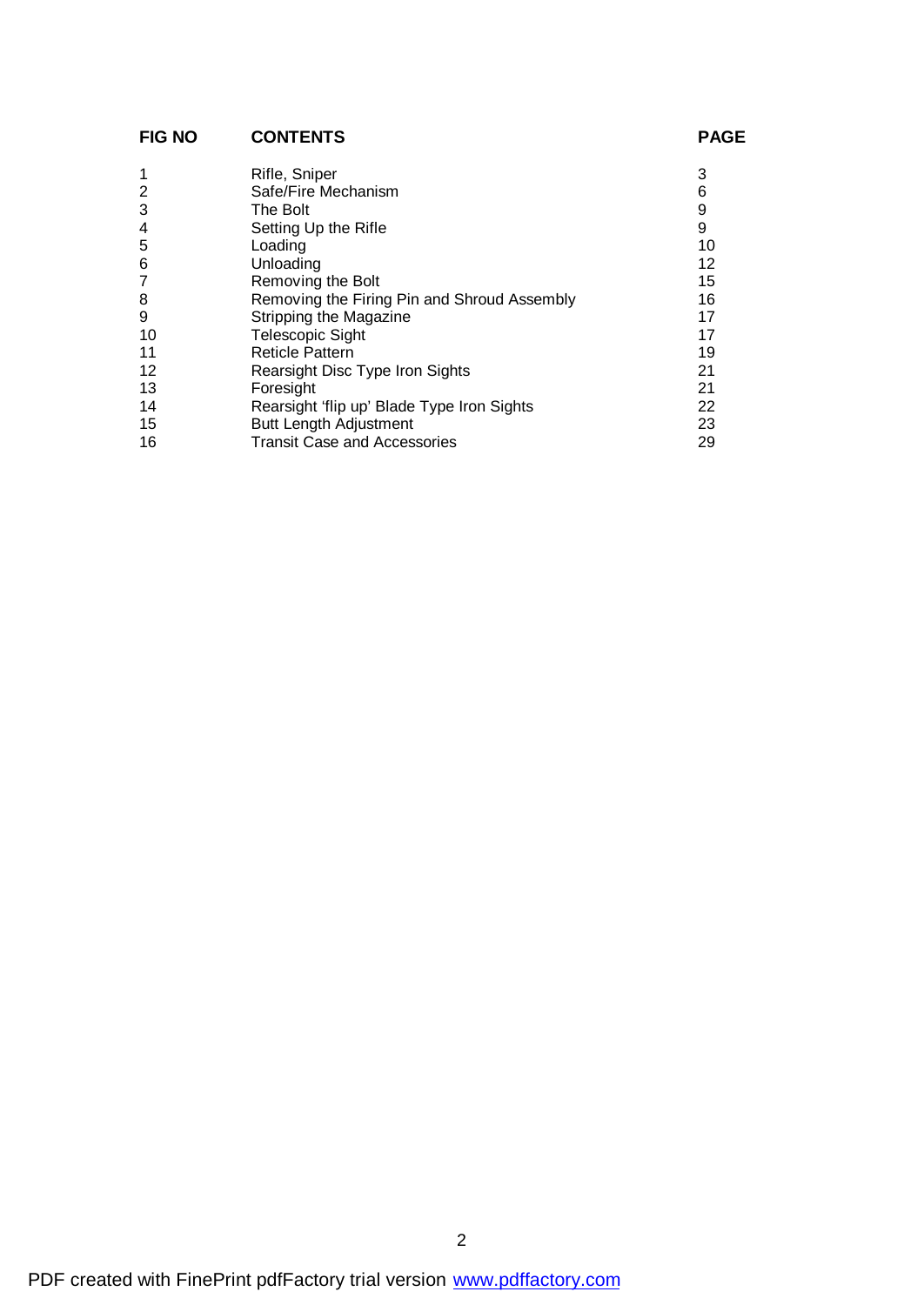| FIG NO | CONTENTS | PAGE |
|---|---|---|
| 1 | Rifle, Sniper | 3 |
| 2 | Safe/Fire Mechanism | 6 |
| 3 | The Bolt | 9 |
| 4 | Setting Up the Rifle | 9 |
| 5 | Loading | 10 |
| 6 | Unloading | 12 |
| 7 | Removing the Bolt | 15 |
| 8 | Removing the Firing Pin and Shroud Assembly | 16 |
| 9 | Stripping the Magazine | 17 |
| 10 | Telescopic Sight | 17 |
| 11 | Reticle Pattern | 19 |
| 12 | Rearsight Disc Type Iron Sights | 21 |
| 13 | Foresight | 21 |
| 14 | Rearsight 'flip up' Blade Type Iron Sights | 22 |
| 15 | Butt Length Adjustment | 23 |
| 16 | Transit Case and Accessories | 29 |

PDF created with FinePrint pdfFactory trial version www.pdffactory.com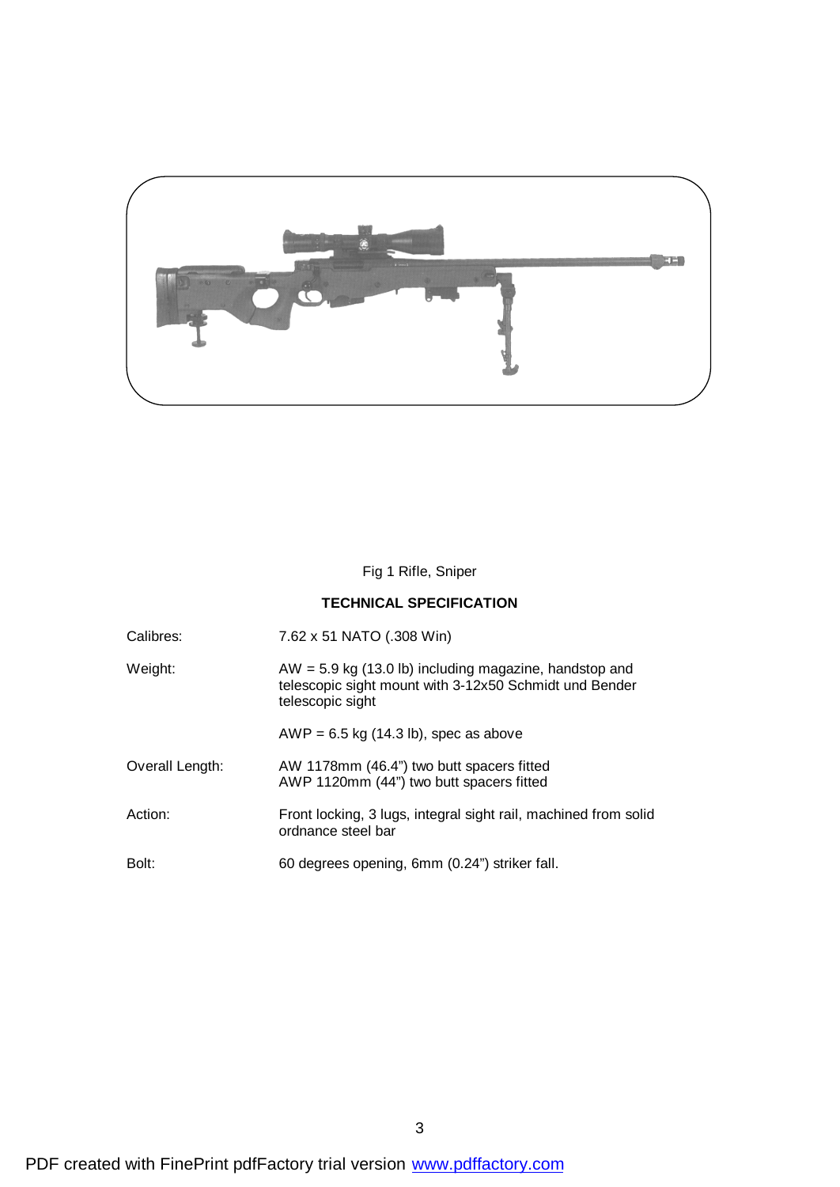Fig 1 Rifle, Sniper

## TECHNICAL SPECIFICATION

| | |
|---|---|
| Calibres: | 7.62 x 51 NATO (.308 Win) |
| Weight: | AW = 5.9 kg (13.0 lb) including magazine, handstop and telescopic sight mount with 3-12x50 Schmidt und Bender telescopic sight |
| | AWP = 6.5 kg (14.3 lb), spec as above |
| Overall Length: | AW 1178mm (46.4") two butt spacers fitted<br>AWP 1120mm (44") two butt spacers fitted |
| Action: | Front locking, 3 lugs, integral sight rail, machined from solid ordnance steel bar |
| Bolt: | 60 degrees opening, 6mm (0.24") striker fall. |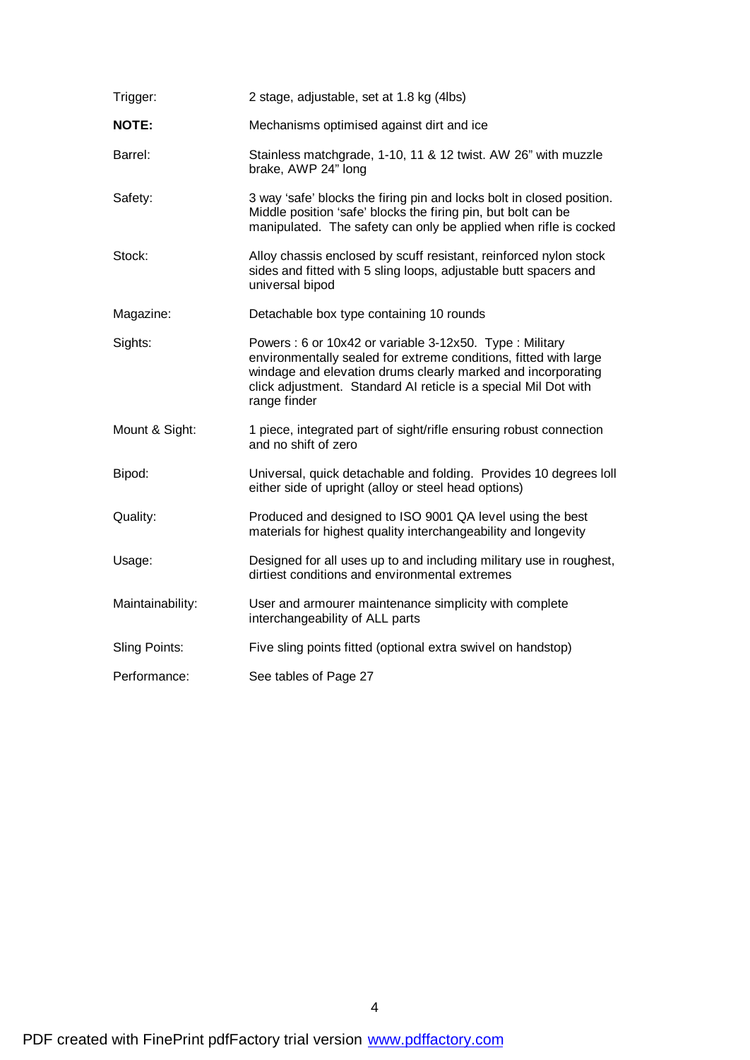| | |
|---|---|
| Trigger: | 2 stage, adjustable, set at 1.8 kg (4lbs) |
| **NOTE:** | Mechanisms optimised against dirt and ice |
| Barrel: | Stainless matchgrade, 1-10, 11 & 12 twist. AW 26" with muzzle brake, AWP 24" long |
| Safety: | 3 way 'safe' blocks the firing pin and locks bolt in closed position. Middle position 'safe' blocks the firing pin, but bolt can be manipulated. The safety can only be applied when rifle is cocked |
| Stock: | Alloy chassis enclosed by scuff resistant, reinforced nylon stock sides and fitted with 5 sling loops, adjustable butt spacers and universal bipod |
| Magazine: | Detachable box type containing 10 rounds |
| Sights: | Powers : 6 or 10x42 or variable 3-12x50. Type : Military environmentally sealed for extreme conditions, fitted with large windage and elevation drums clearly marked and incorporating click adjustment. Standard AI reticle is a special Mil Dot with range finder |
| Mount & Sight: | 1 piece, integrated part of sight/rifle ensuring robust connection and no shift of zero |
| Bipod: | Universal, quick detachable and folding. Provides 10 degrees loll either side of upright (alloy or steel head options) |
| Quality: | Produced and designed to ISO 9001 QA level using the best materials for highest quality interchangeability and longevity |
| Usage: | Designed for all uses up to and including military use in roughest, dirtiest conditions and environmental extremes |
| Maintainability: | User and armourer maintenance simplicity with complete interchangeability of ALL parts |
| Sling Points: | Five sling points fitted (optional extra swivel on handstop) |
| Performance: | See tables of Page 27 |

PDF created with FinePrint pdfFactory trial version www.pdffactory.com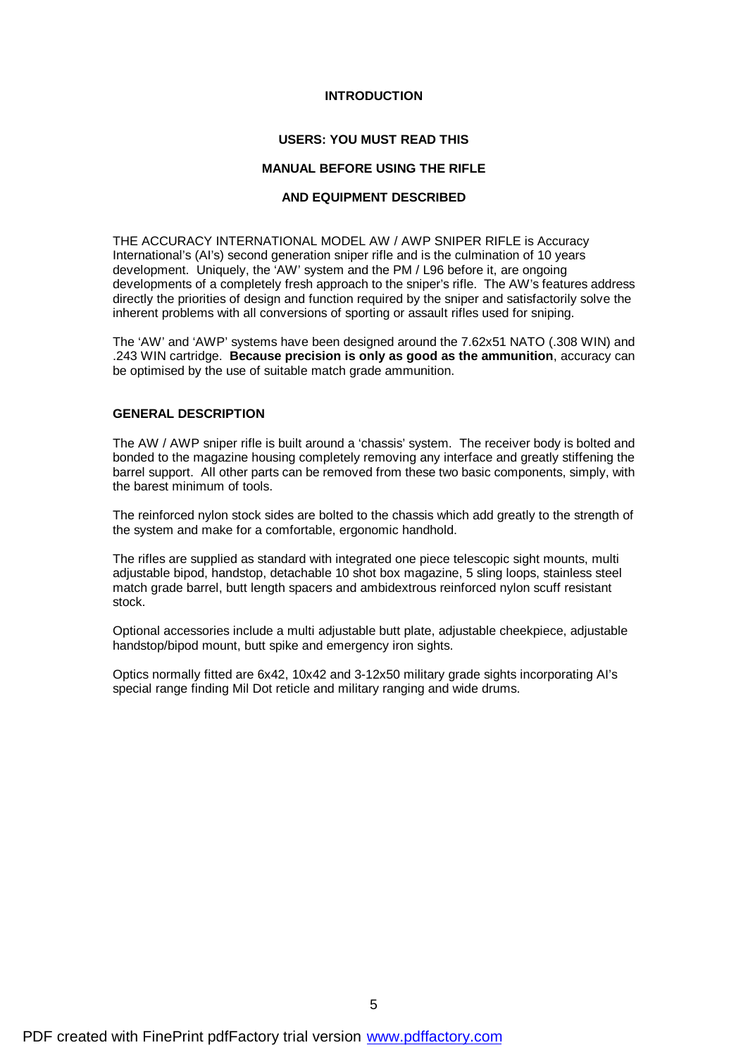# INTRODUCTION

**USERS: YOU MUST READ THIS**

**MANUAL BEFORE USING THE RIFLE**

**AND EQUIPMENT DESCRIBED**

THE ACCURACY INTERNATIONAL MODEL AW / AWP SNIPER RIFLE is Accuracy International's (AI's) second generation sniper rifle and is the culmination of 10 years development. Uniquely, the 'AW' system and the PM / L96 before it, are ongoing developments of a completely fresh approach to the sniper's rifle. The AW's features address directly the priorities of design and function required by the sniper and satisfactorily solve the inherent problems with all conversions of sporting or assault rifles used for sniping.

The 'AW' and 'AWP' systems have been designed around the 7.62x51 NATO (.308 WIN) and .243 WIN cartridge. **Because precision is only as good as the ammunition**, accuracy can be optimised by the use of suitable match grade ammunition.

## GENERAL DESCRIPTION

The AW / AWP sniper rifle is built around a 'chassis' system. The receiver body is bolted and bonded to the magazine housing completely removing any interface and greatly stiffening the barrel support. All other parts can be removed from these two basic components, simply, with the barest minimum of tools.

The reinforced nylon stock sides are bolted to the chassis which add greatly to the strength of the system and make for a comfortable, ergonomic handhold.

The rifles are supplied as standard with integrated one piece telescopic sight mounts, multi adjustable bipod, handstop, detachable 10 shot box magazine, 5 sling loops, stainless steel match grade barrel, butt length spacers and ambidextrous reinforced nylon scuff resistant stock.

Optional accessories include a multi adjustable butt plate, adjustable cheekpiece, adjustable handstop/bipod mount, butt spike and emergency iron sights.

Optics normally fitted are 6x42, 10x42 and 3-12x50 military grade sights incorporating AI's special range finding Mil Dot reticle and military ranging and wide drums.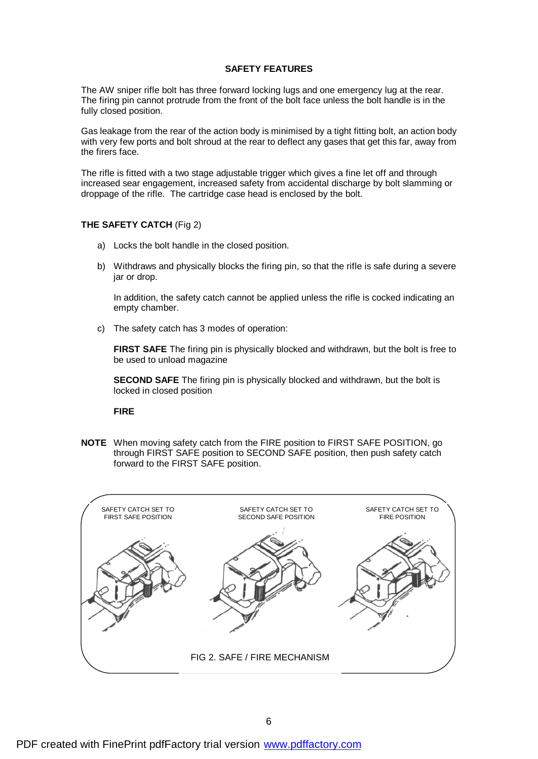## SAFETY FEATURES

The AW sniper rifle bolt has three forward locking lugs and one emergency lug at the rear. The firing pin cannot protrude from the front of the bolt face unless the bolt handle is in the fully closed position.

Gas leakage from the rear of the action body is minimised by a tight fitting bolt, an action body with very few ports and bolt shroud at the rear to deflect any gases that get this far, away from the firers face.

The rifle is fitted with a two stage adjustable trigger which gives a fine let off and through increased sear engagement, increased safety from accidental discharge by bolt slamming or droppage of the rifle. The cartridge case head is enclosed by the bolt.

**THE SAFETY CATCH** (Fig 2)

a) Locks the bolt handle in the closed position.

b) Withdraws and physically blocks the firing pin, so that the rifle is safe during a severe jar or drop.

   In addition, the safety catch cannot be applied unless the rifle is cocked indicating an empty chamber.

c) The safety catch has 3 modes of operation:

   **FIRST SAFE** The firing pin is physically blocked and withdrawn, but the bolt is free to be used to unload magazine

   **SECOND SAFE** The firing pin is physically blocked and withdrawn, but the bolt is locked in closed position

   **FIRE**

**NOTE** When moving safety catch from the FIRE position to FIRST SAFE POSITION, go through FIRST SAFE position to SECOND SAFE position, then push safety catch forward to the FIRST SAFE position.

SAFETY CATCH SET TO FIRST SAFE POSITION

SAFETY CATCH SET TO SECOND SAFE POSITION

SAFETY CATCH SET TO FIRE POSITION

FIG 2. SAFE / FIRE MECHANISM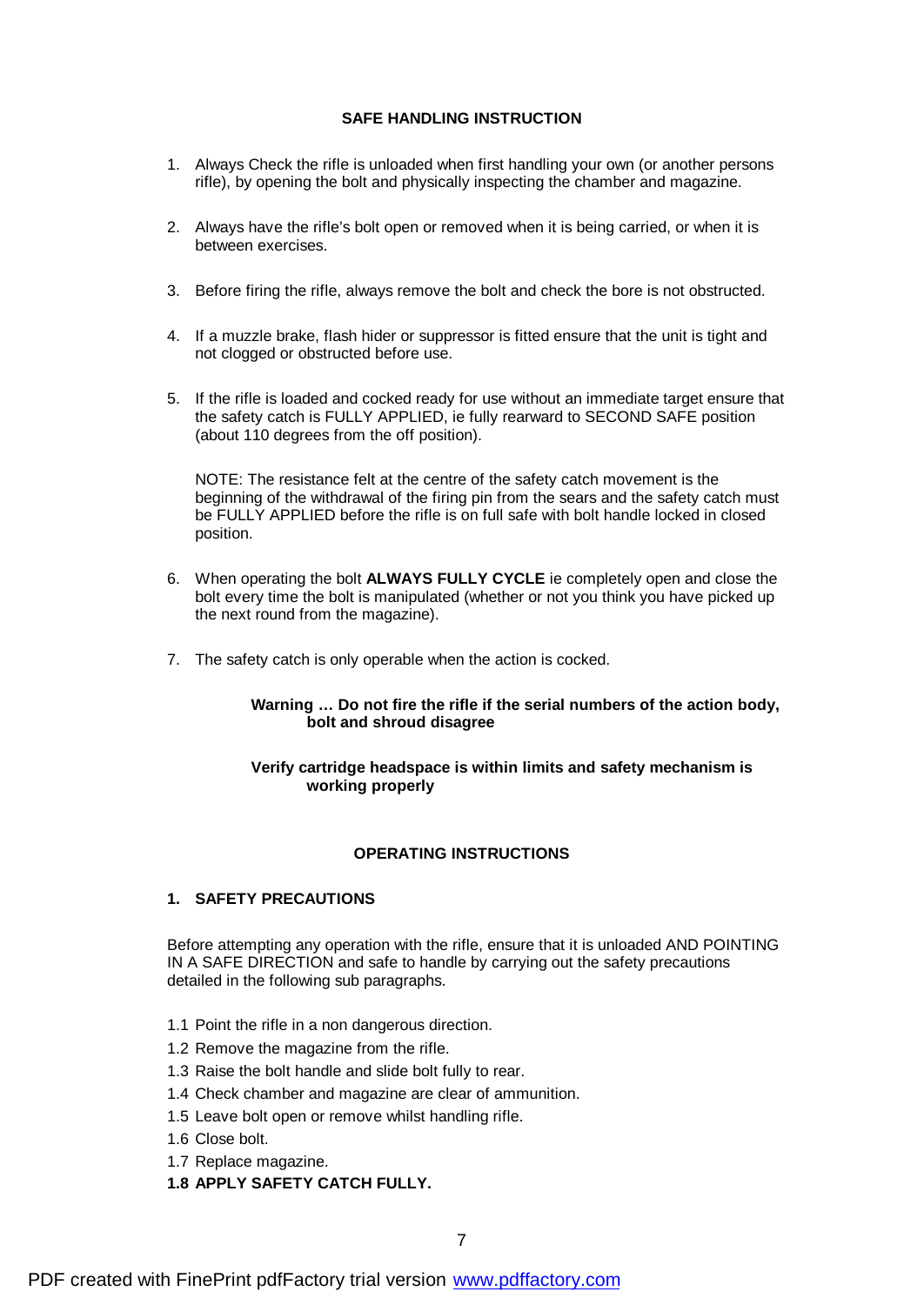## SAFE HANDLING INSTRUCTION

1. Always Check the rifle is unloaded when first handling your own (or another persons rifle), by opening the bolt and physically inspecting the chamber and magazine.

2. Always have the rifle's bolt open or removed when it is being carried, or when it is between exercises.

3. Before firing the rifle, always remove the bolt and check the bore is not obstructed.

4. If a muzzle brake, flash hider or suppressor is fitted ensure that the unit is tight and not clogged or obstructed before use.

5. If the rifle is loaded and cocked ready for use without an immediate target ensure that the safety catch is FULLY APPLIED, ie fully rearward to SECOND SAFE position (about 110 degrees from the off position).

   NOTE: The resistance felt at the centre of the safety catch movement is the beginning of the withdrawal of the firing pin from the sears and the safety catch must be FULLY APPLIED before the rifle is on full safe with bolt handle locked in closed position.

6. When operating the bolt **ALWAYS FULLY CYCLE** ie completely open and close the bolt every time the bolt is manipulated (whether or not you think you have picked up the next round from the magazine).

7. The safety catch is only operable when the action is cocked.

**Warning … Do not fire the rifle if the serial numbers of the action body, bolt and shroud disagree**

**Verify cartridge headspace is within limits and safety mechanism is working properly**

## OPERATING INSTRUCTIONS

### 1. SAFETY PRECAUTIONS

Before attempting any operation with the rifle, ensure that it is unloaded AND POINTING IN A SAFE DIRECTION and safe to handle by carrying out the safety precautions detailed in the following sub paragraphs.

1.1 Point the rifle in a non dangerous direction.

1.2 Remove the magazine from the rifle.

1.3 Raise the bolt handle and slide bolt fully to rear.

1.4 Check chamber and magazine are clear of ammunition.

1.5 Leave bolt open or remove whilst handling rifle.

1.6 Close bolt.

1.7 Replace magazine.

**1.8 APPLY SAFETY CATCH FULLY.**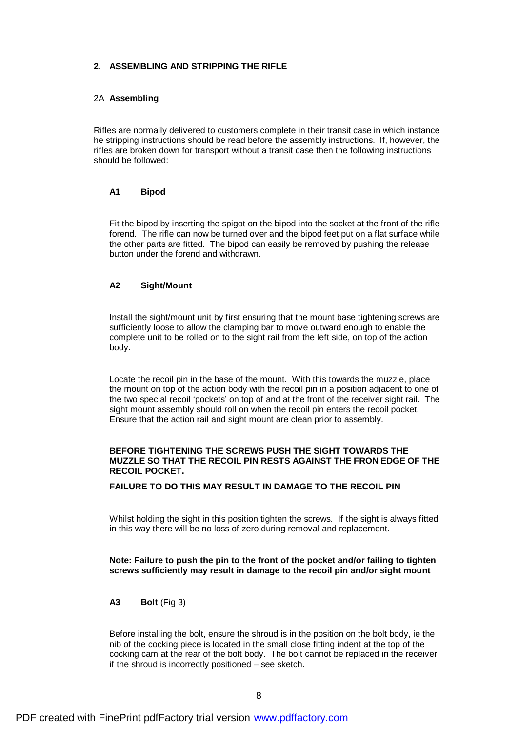## 2. ASSEMBLING AND STRIPPING THE RIFLE

### 2A **Assembling**

Rifles are normally delivered to customers complete in their transit case in which instance he stripping instructions should be read before the assembly instructions. If, however, the rifles are broken down for transport without a transit case then the following instructions should be followed:

#### A1 Bipod

Fit the bipod by inserting the spigot on the bipod into the socket at the front of the rifle forend. The rifle can now be turned over and the bipod feet put on a flat surface while the other parts are fitted. The bipod can easily be removed by pushing the release button under the forend and withdrawn.

#### A2 Sight/Mount

Install the sight/mount unit by first ensuring that the mount base tightening screws are sufficiently loose to allow the clamping bar to move outward enough to enable the complete unit to be rolled on to the sight rail from the left side, on top of the action body.

Locate the recoil pin in the base of the mount. With this towards the muzzle, place the mount on top of the action body with the recoil pin in a position adjacent to one of the two special recoil 'pockets' on top of and at the front of the receiver sight rail. The sight mount assembly should roll on when the recoil pin enters the recoil pocket. Ensure that the action rail and sight mount are clean prior to assembly.

**BEFORE TIGHTENING THE SCREWS PUSH THE SIGHT TOWARDS THE MUZZLE SO THAT THE RECOIL PIN RESTS AGAINST THE FRON EDGE OF THE RECOIL POCKET.**

**FAILURE TO DO THIS MAY RESULT IN DAMAGE TO THE RECOIL PIN**

Whilst holding the sight in this position tighten the screws. If the sight is always fitted in this way there will be no loss of zero during removal and replacement.

**Note: Failure to push the pin to the front of the pocket and/or failing to tighten screws sufficiently may result in damage to the recoil pin and/or sight mount**

#### A3 **Bolt** (Fig 3)

Before installing the bolt, ensure the shroud is in the position on the bolt body, ie the nib of the cocking piece is located in the small close fitting indent at the top of the cocking cam at the rear of the bolt body. The bolt cannot be replaced in the receiver if the shroud is incorrectly positioned – see sketch.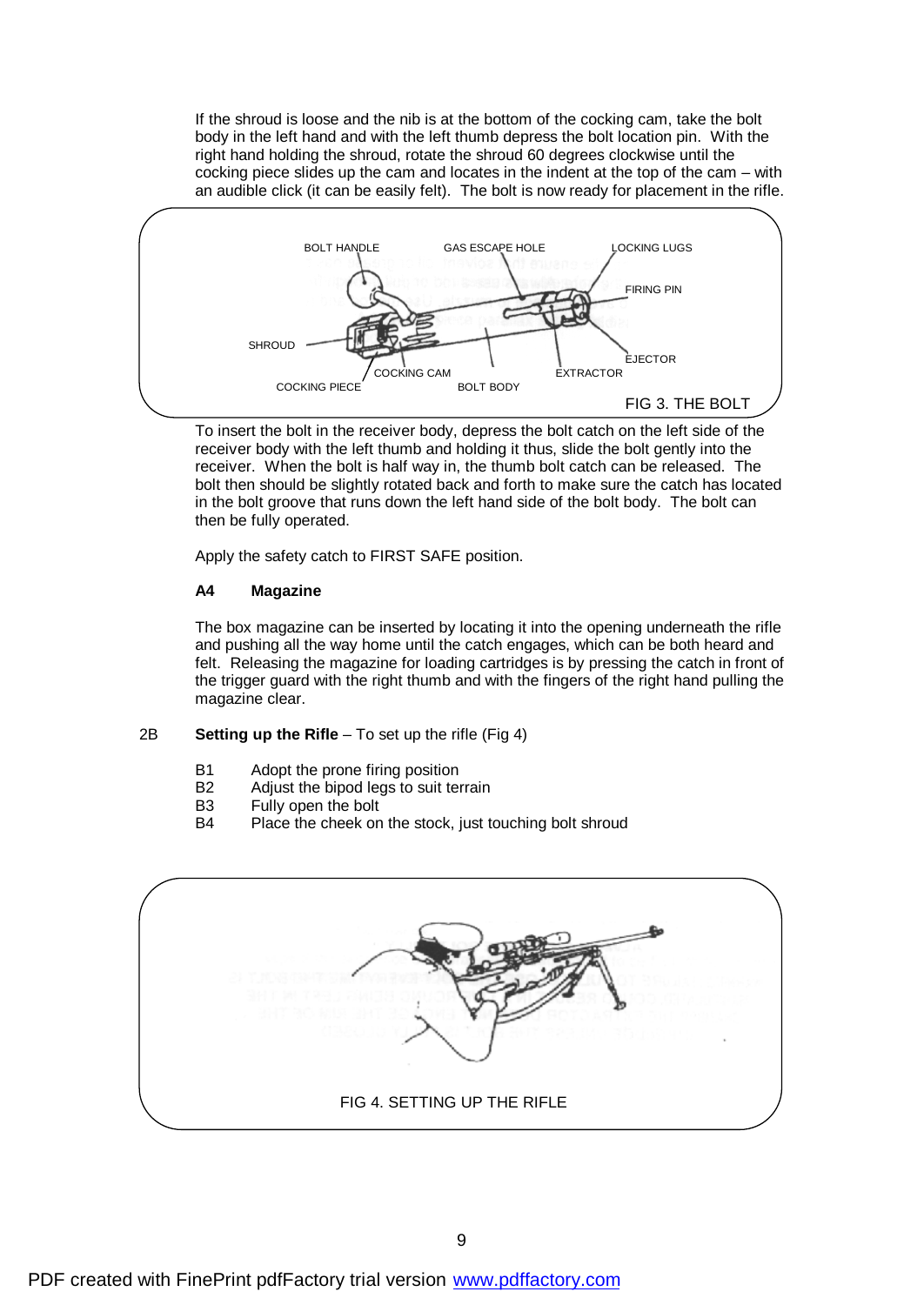If the shroud is loose and the nib is at the bottom of the cocking cam, take the bolt body in the left hand and with the left thumb depress the bolt location pin. With the right hand holding the shroud, rotate the shroud 60 degrees clockwise until the cocking piece slides up the cam and locates in the indent at the top of the cam – with an audible click (it can be easily felt). The bolt is now ready for placement in the rifle.

FIG 3. THE BOLT

To insert the bolt in the receiver body, depress the bolt catch on the left side of the receiver body with the left thumb and holding it thus, slide the bolt gently into the receiver. When the bolt is half way in, the thumb bolt catch can be released. The bolt then should be slightly rotated back and forth to make sure the catch has located in the bolt groove that runs down the left hand side of the bolt body. The bolt can then be fully operated.

Apply the safety catch to FIRST SAFE position.

**A4 Magazine**

The box magazine can be inserted by locating it into the opening underneath the rifle and pushing all the way home until the catch engages, which can be both heard and felt. Releasing the magazine for loading cartridges is by pressing the catch in front of the trigger guard with the right thumb and with the fingers of the right hand pulling the magazine clear.

2B **Setting up the Rifle** – To set up the rifle (Fig 4)

B1 Adopt the prone firing position
B2 Adjust the bipod legs to suit terrain
B3 Fully open the bolt
B4 Place the cheek on the stock, just touching bolt shroud

FIG 4. SETTING UP THE RIFLE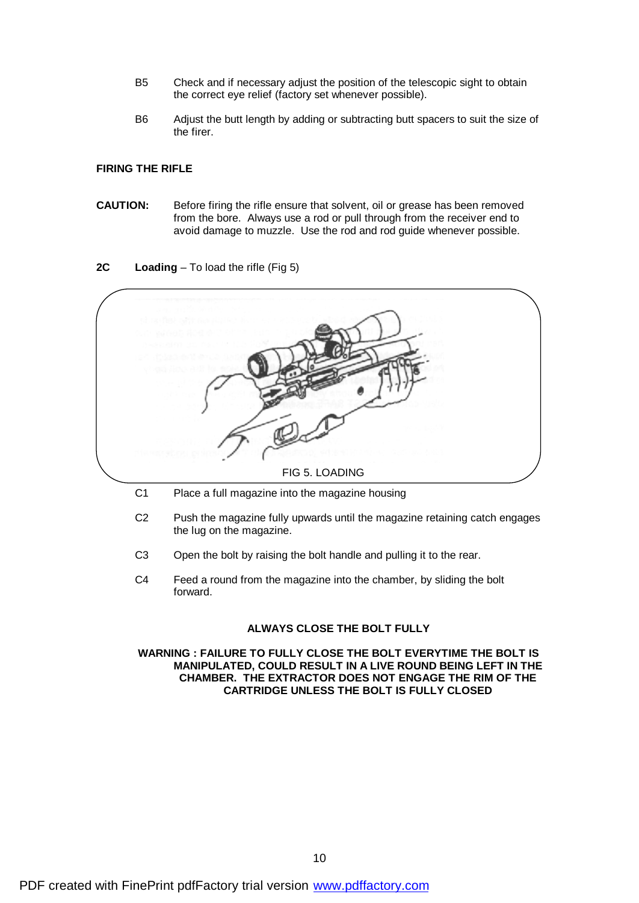B5 Check and if necessary adjust the position of the telescopic sight to obtain the correct eye relief (factory set whenever possible).

B6 Adjust the butt length by adding or subtracting butt spacers to suit the size of the firer.

**FIRING THE RIFLE**

**CAUTION:** Before firing the rifle ensure that solvent, oil or grease has been removed from the bore. Always use a rod or pull through from the receiver end to avoid damage to muzzle. Use the rod and rod guide whenever possible.

**2C** **Loading** – To load the rifle (Fig 5)

FIG 5. LOADING

C1 Place a full magazine into the magazine housing

C2 Push the magazine fully upwards until the magazine retaining catch engages the lug on the magazine.

C3 Open the bolt by raising the bolt handle and pulling it to the rear.

C4 Feed a round from the magazine into the chamber, by sliding the bolt forward.

**ALWAYS CLOSE THE BOLT FULLY**

**WARNING : FAILURE TO FULLY CLOSE THE BOLT EVERYTIME THE BOLT IS MANIPULATED, COULD RESULT IN A LIVE ROUND BEING LEFT IN THE CHAMBER. THE EXTRACTOR DOES NOT ENGAGE THE RIM OF THE CARTRIDGE UNLESS THE BOLT IS FULLY CLOSED**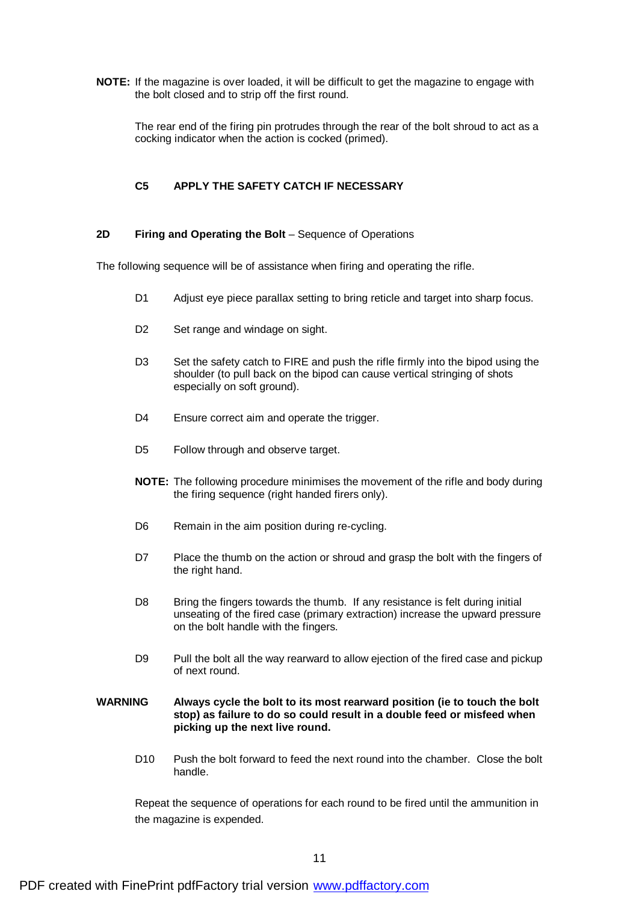**NOTE:** If the magazine is over loaded, it will be difficult to get the magazine to engage with the bolt closed and to strip off the first round.

The rear end of the firing pin protrudes through the rear of the bolt shroud to act as a cocking indicator when the action is cocked (primed).

**C5 APPLY THE SAFETY CATCH IF NECESSARY**

**2D Firing and Operating the Bolt** – Sequence of Operations

The following sequence will be of assistance when firing and operating the rifle.

D1 Adjust eye piece parallax setting to bring reticle and target into sharp focus.

D2 Set range and windage on sight.

D3 Set the safety catch to FIRE and push the rifle firmly into the bipod using the shoulder (to pull back on the bipod can cause vertical stringing of shots especially on soft ground).

D4 Ensure correct aim and operate the trigger.

D5 Follow through and observe target.

**NOTE:** The following procedure minimises the movement of the rifle and body during the firing sequence (right handed firers only).

D6 Remain in the aim position during re-cycling.

D7 Place the thumb on the action or shroud and grasp the bolt with the fingers of the right hand.

D8 Bring the fingers towards the thumb. If any resistance is felt during initial unseating of the fired case (primary extraction) increase the upward pressure on the bolt handle with the fingers.

D9 Pull the bolt all the way rearward to allow ejection of the fired case and pickup of next round.

**WARNING** **Always cycle the bolt to its most rearward position (ie to touch the bolt stop) as failure to do so could result in a double feed or misfeed when picking up the next live round.**

D10 Push the bolt forward to feed the next round into the chamber. Close the bolt handle.

Repeat the sequence of operations for each round to be fired until the ammunition in the magazine is expended.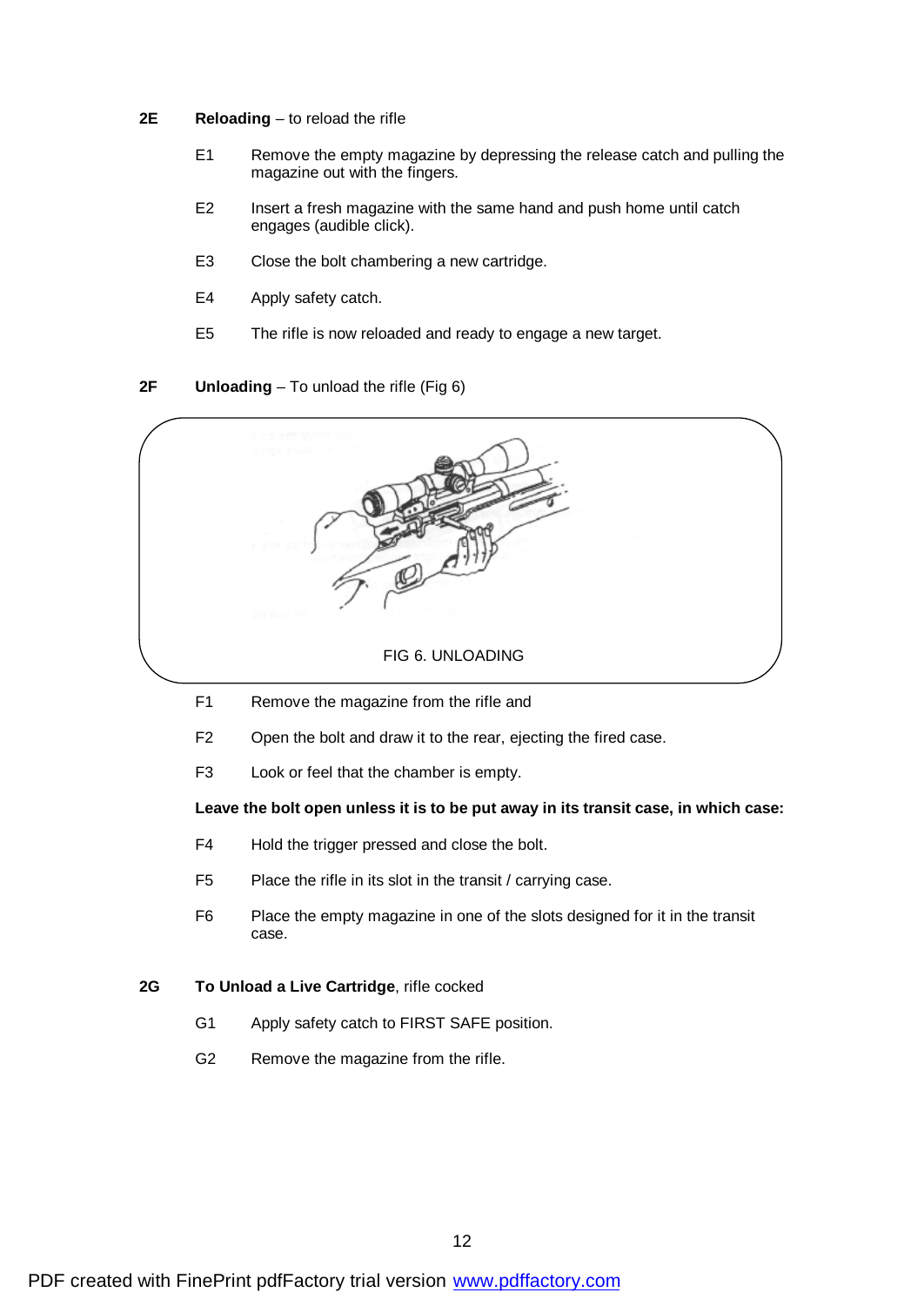**2E Reloading** – to reload the rifle

E1 Remove the empty magazine by depressing the release catch and pulling the magazine out with the fingers.

E2 Insert a fresh magazine with the same hand and push home until catch engages (audible click).

E3 Close the bolt chambering a new cartridge.

E4 Apply safety catch.

E5 The rifle is now reloaded and ready to engage a new target.

**2F Unloading** – To unload the rifle (Fig 6)

FIG 6. UNLOADING

F1 Remove the magazine from the rifle and

F2 Open the bolt and draw it to the rear, ejecting the fired case.

F3 Look or feel that the chamber is empty.

**Leave the bolt open unless it is to be put away in its transit case, in which case:**

F4 Hold the trigger pressed and close the bolt.

F5 Place the rifle in its slot in the transit / carrying case.

F6 Place the empty magazine in one of the slots designed for it in the transit case.

**2G To Unload a Live Cartridge**, rifle cocked

G1 Apply safety catch to FIRST SAFE position.

G2 Remove the magazine from the rifle.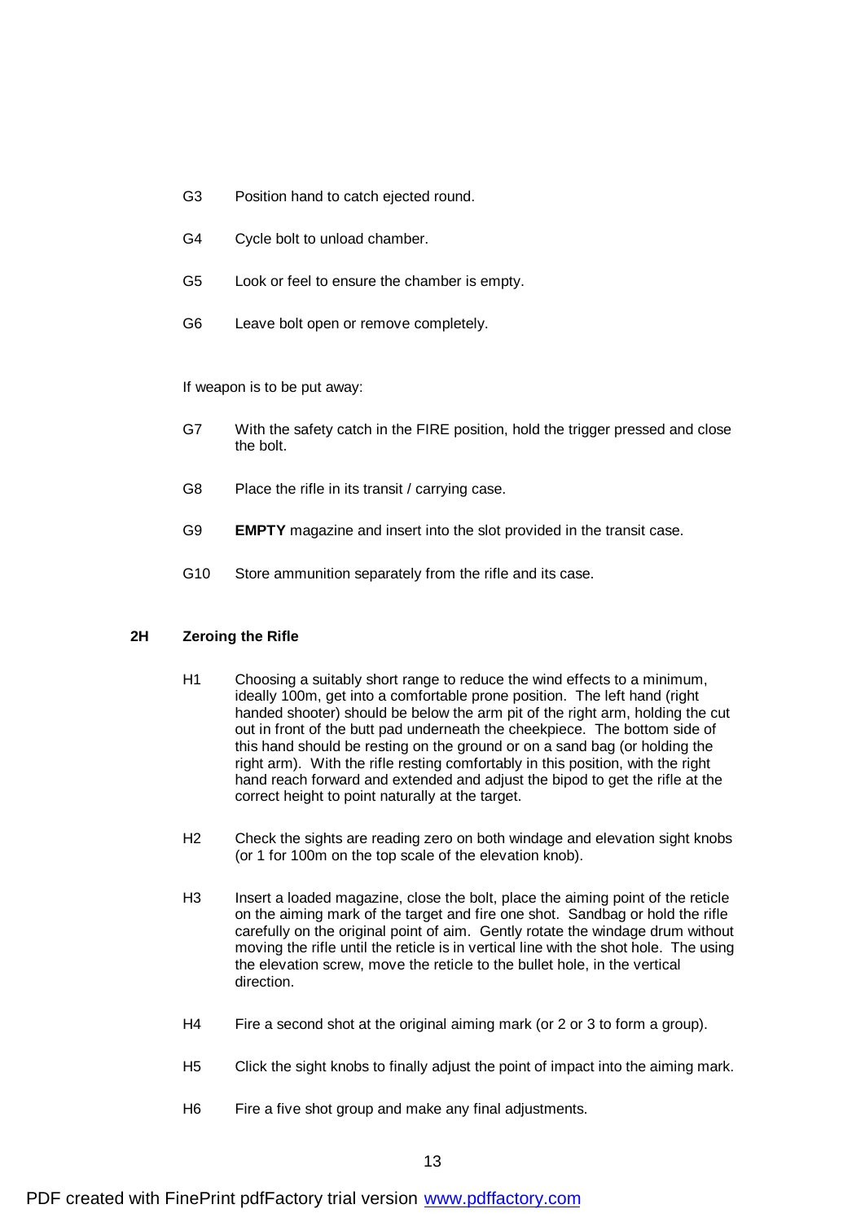G3 Position hand to catch ejected round.

G4 Cycle bolt to unload chamber.

G5 Look or feel to ensure the chamber is empty.

G6 Leave bolt open or remove completely.

If weapon is to be put away:

G7 With the safety catch in the FIRE position, hold the trigger pressed and close the bolt.

G8 Place the rifle in its transit / carrying case.

G9 **EMPTY** magazine and insert into the slot provided in the transit case.

G10 Store ammunition separately from the rifle and its case.

## 2H Zeroing the Rifle

H1 Choosing a suitably short range to reduce the wind effects to a minimum, ideally 100m, get into a comfortable prone position. The left hand (right handed shooter) should be below the arm pit of the right arm, holding the cut out in front of the butt pad underneath the cheekpiece. The bottom side of this hand should be resting on the ground or on a sand bag (or holding the right arm). With the rifle resting comfortably in this position, with the right hand reach forward and extended and adjust the bipod to get the rifle at the correct height to point naturally at the target.

H2 Check the sights are reading zero on both windage and elevation sight knobs (or 1 for 100m on the top scale of the elevation knob).

H3 Insert a loaded magazine, close the bolt, place the aiming point of the reticle on the aiming mark of the target and fire one shot. Sandbag or hold the rifle carefully on the original point of aim. Gently rotate the windage drum without moving the rifle until the reticle is in vertical line with the shot hole. The using the elevation screw, move the reticle to the bullet hole, in the vertical direction.

H4 Fire a second shot at the original aiming mark (or 2 or 3 to form a group).

H5 Click the sight knobs to finally adjust the point of impact into the aiming mark.

H6 Fire a five shot group and make any final adjustments.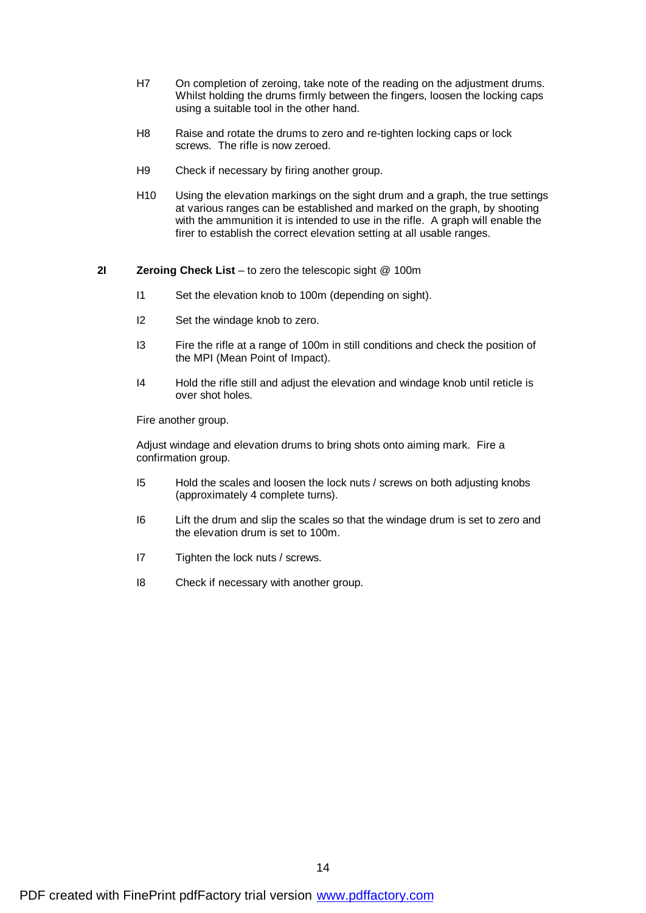H7 On completion of zeroing, take note of the reading on the adjustment drums. Whilst holding the drums firmly between the fingers, loosen the locking caps using a suitable tool in the other hand.

H8 Raise and rotate the drums to zero and re-tighten locking caps or lock screws. The rifle is now zeroed.

H9 Check if necessary by firing another group.

H10 Using the elevation markings on the sight drum and a graph, the true settings at various ranges can be established and marked on the graph, by shooting with the ammunition it is intended to use in the rifle. A graph will enable the firer to establish the correct elevation setting at all usable ranges.

**2I** **Zeroing Check List** – to zero the telescopic sight @ 100m

I1 Set the elevation knob to 100m (depending on sight).

I2 Set the windage knob to zero.

I3 Fire the rifle at a range of 100m in still conditions and check the position of the MPI (Mean Point of Impact).

I4 Hold the rifle still and adjust the elevation and windage knob until reticle is over shot holes.

Fire another group.

Adjust windage and elevation drums to bring shots onto aiming mark. Fire a confirmation group.

I5 Hold the scales and loosen the lock nuts / screws on both adjusting knobs (approximately 4 complete turns).

I6 Lift the drum and slip the scales so that the windage drum is set to zero and the elevation drum is set to 100m.

I7 Tighten the lock nuts / screws.

I8 Check if necessary with another group.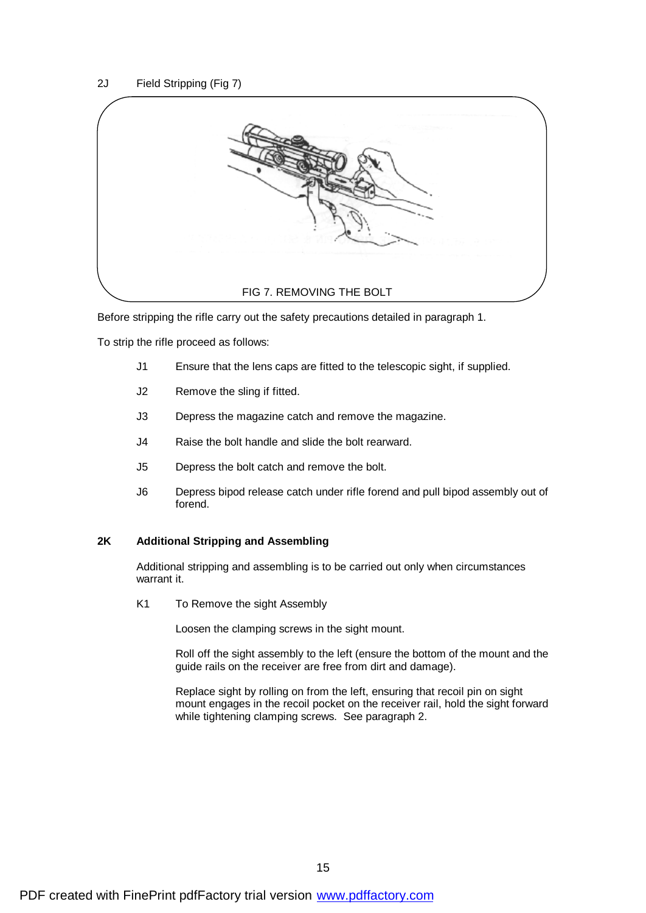## 2J Field Stripping (Fig 7)

FIG 7. REMOVING THE BOLT

Before stripping the rifle carry out the safety precautions detailed in paragraph 1.

To strip the rifle proceed as follows:

J1 Ensure that the lens caps are fitted to the telescopic sight, if supplied.

J2 Remove the sling if fitted.

J3 Depress the magazine catch and remove the magazine.

J4 Raise the bolt handle and slide the bolt rearward.

J5 Depress the bolt catch and remove the bolt.

J6 Depress bipod release catch under rifle forend and pull bipod assembly out of forend.

## 2K Additional Stripping and Assembling

Additional stripping and assembling is to be carried out only when circumstances warrant it.

K1 To Remove the sight Assembly

Loosen the clamping screws in the sight mount.

Roll off the sight assembly to the left (ensure the bottom of the mount and the guide rails on the receiver are free from dirt and damage).

Replace sight by rolling on from the left, ensuring that recoil pin on sight mount engages in the recoil pocket on the receiver rail, hold the sight forward while tightening clamping screws. See paragraph 2.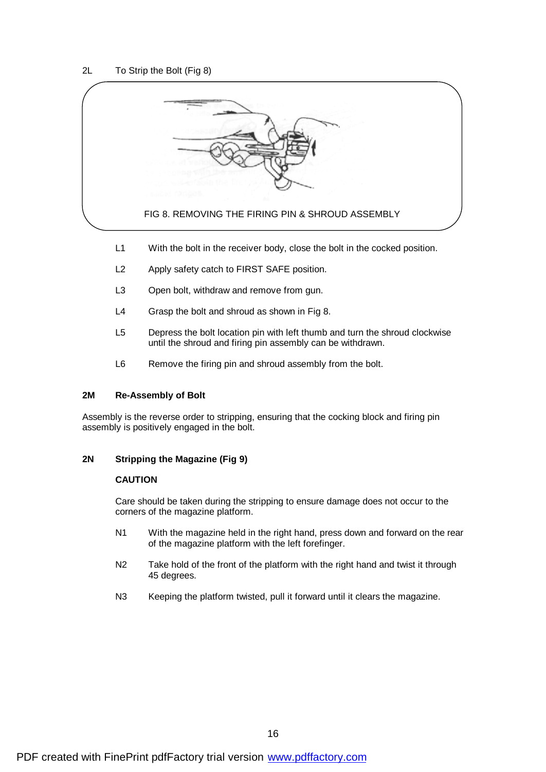2L To Strip the Bolt (Fig 8)

FIG 8. REMOVING THE FIRING PIN & SHROUD ASSEMBLY

L1 With the bolt in the receiver body, close the bolt in the cocked position.

L2 Apply safety catch to FIRST SAFE position.

L3 Open bolt, withdraw and remove from gun.

L4 Grasp the bolt and shroud as shown in Fig 8.

L5 Depress the bolt location pin with left thumb and turn the shroud clockwise until the shroud and firing pin assembly can be withdrawn.

L6 Remove the firing pin and shroud assembly from the bolt.

**2M Re-Assembly of Bolt**

Assembly is the reverse order to stripping, ensuring that the cocking block and firing pin assembly is positively engaged in the bolt.

**2N Stripping the Magazine (Fig 9)**

**CAUTION**

Care should be taken during the stripping to ensure damage does not occur to the corners of the magazine platform.

N1 With the magazine held in the right hand, press down and forward on the rear of the magazine platform with the left forefinger.

N2 Take hold of the front of the platform with the right hand and twist it through 45 degrees.

N3 Keeping the platform twisted, pull it forward until it clears the magazine.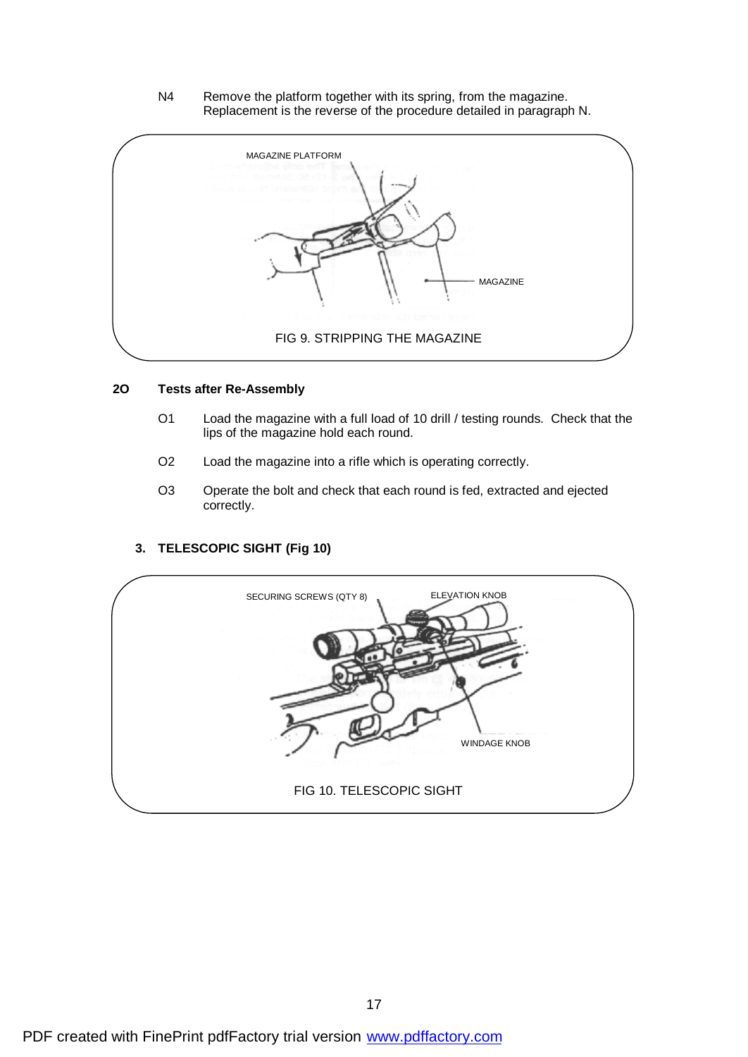N4 Remove the platform together with its spring, from the magazine. Replacement is the reverse of the procedure detailed in paragraph N.

MAGAZINE PLATFORM

MAGAZINE

FIG 9. STRIPPING THE MAGAZINE

**2O Tests after Re-Assembly**

O1 Load the magazine with a full load of 10 drill / testing rounds. Check that the lips of the magazine hold each round.

O2 Load the magazine into a rifle which is operating correctly.

O3 Operate the bolt and check that each round is fed, extracted and ejected correctly.

**3. TELESCOPIC SIGHT (Fig 10)**

SECURING SCREWS (QTY 8)

ELEVATION KNOB

WINDAGE KNOB

FIG 10. TELESCOPIC SIGHT

PDF created with FinePrint pdfFactory trial version www.pdffactory.com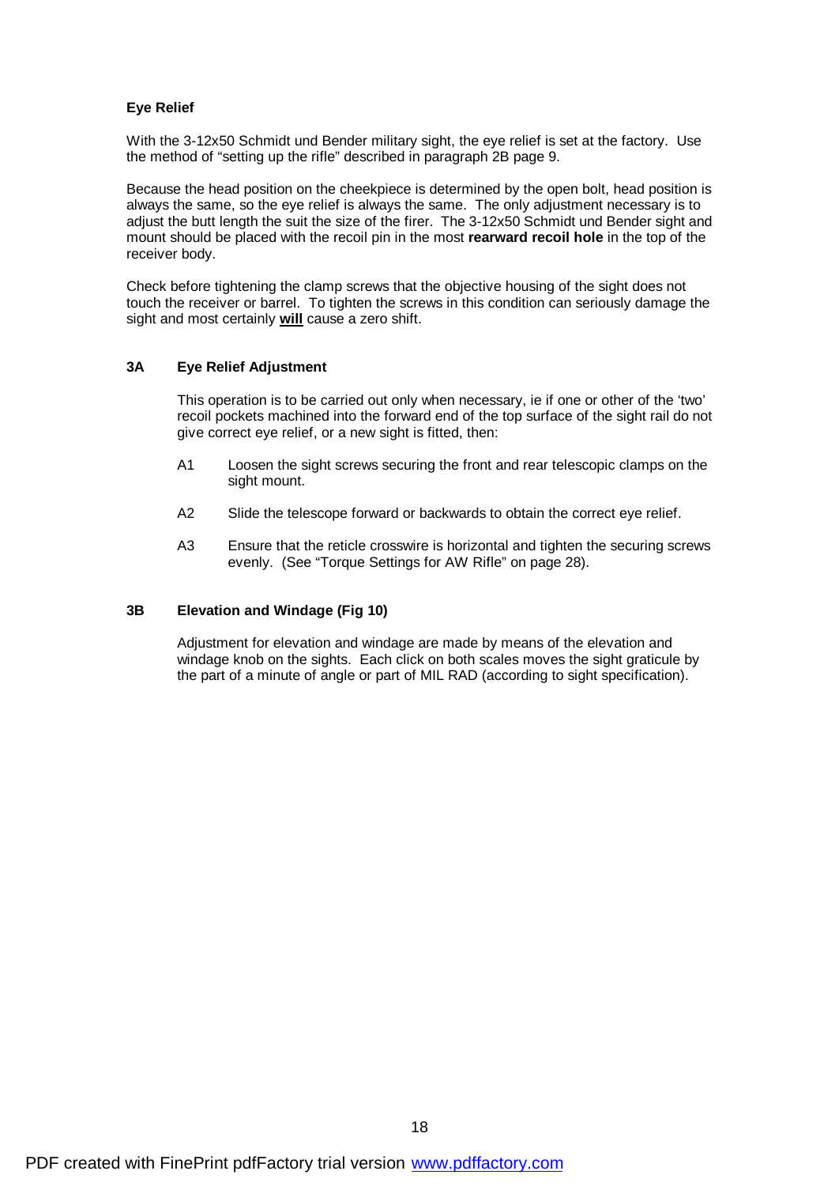**Eye Relief**

With the 3-12x50 Schmidt und Bender military sight, the eye relief is set at the factory. Use the method of "setting up the rifle" described in paragraph 2B page 9.

Because the head position on the cheekpiece is determined by the open bolt, head position is always the same, so the eye relief is always the same. The only adjustment necessary is to adjust the butt length the suit the size of the firer. The 3-12x50 Schmidt und Bender sight and mount should be placed with the recoil pin in the most **rearward recoil hole** in the top of the receiver body.

Check before tightening the clamp screws that the objective housing of the sight does not touch the receiver or barrel. To tighten the screws in this condition can seriously damage the sight and most certainly **<u>will</u>** cause a zero shift.

**3A Eye Relief Adjustment**

This operation is to be carried out only when necessary, ie if one or other of the 'two' recoil pockets machined into the forward end of the top surface of the sight rail do not give correct eye relief, or a new sight is fitted, then:

A1 Loosen the sight screws securing the front and rear telescopic clamps on the sight mount.

A2 Slide the telescope forward or backwards to obtain the correct eye relief.

A3 Ensure that the reticle crosswire is horizontal and tighten the securing screws evenly. (See "Torque Settings for AW Rifle" on page 28).

**3B Elevation and Windage (Fig 10)**

Adjustment for elevation and windage are made by means of the elevation and windage knob on the sights. Each click on both scales moves the sight graticule by the part of a minute of angle or part of MIL RAD (according to sight specification).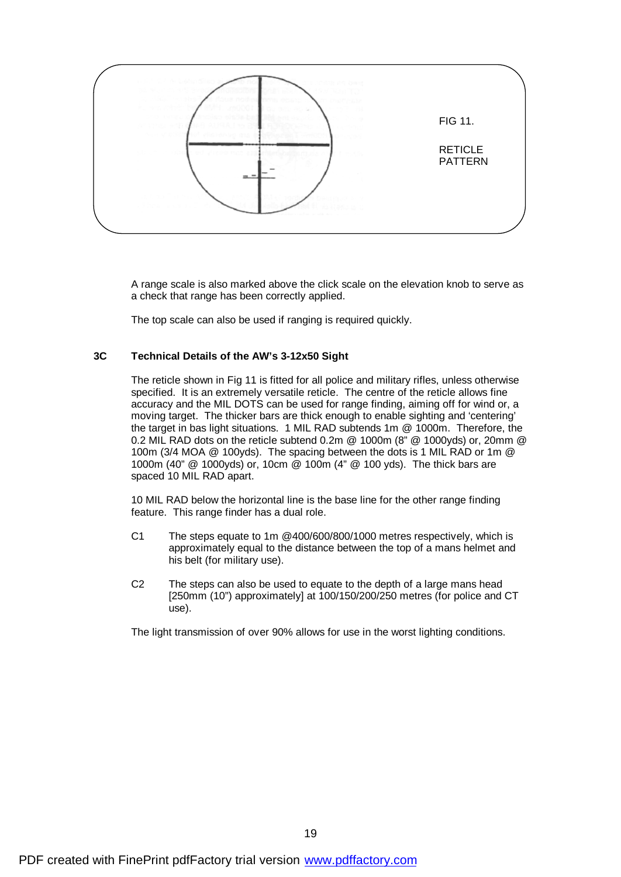FIG 11.

RETICLE PATTERN

A range scale is also marked above the click scale on the elevation knob to serve as a check that range has been correctly applied.

The top scale can also be used if ranging is required quickly.

### 3C Technical Details of the AW's 3-12x50 Sight

The reticle shown in Fig 11 is fitted for all police and military rifles, unless otherwise specified. It is an extremely versatile reticle. The centre of the reticle allows fine accuracy and the MIL DOTS can be used for range finding, aiming off for wind or, a moving target. The thicker bars are thick enough to enable sighting and 'centering' the target in bas light situations. 1 MIL RAD subtends 1m @ 1000m. Therefore, the 0.2 MIL RAD dots on the reticle subtend 0.2m @ 1000m (8" @ 1000yds) or, 20mm @ 100m (3/4 MOA @ 100yds). The spacing between the dots is 1 MIL RAD or 1m @ 1000m (40" @ 1000yds) or, 10cm @ 100m (4" @ 100 yds). The thick bars are spaced 10 MIL RAD apart.

10 MIL RAD below the horizontal line is the base line for the other range finding feature. This range finder has a dual role.

C1 The steps equate to 1m @400/600/800/1000 metres respectively, which is approximately equal to the distance between the top of a mans helmet and his belt (for military use).

C2 The steps can also be used to equate to the depth of a large mans head [250mm (10") approximately] at 100/150/200/250 metres (for police and CT use).

The light transmission of over 90% allows for use in the worst lighting conditions.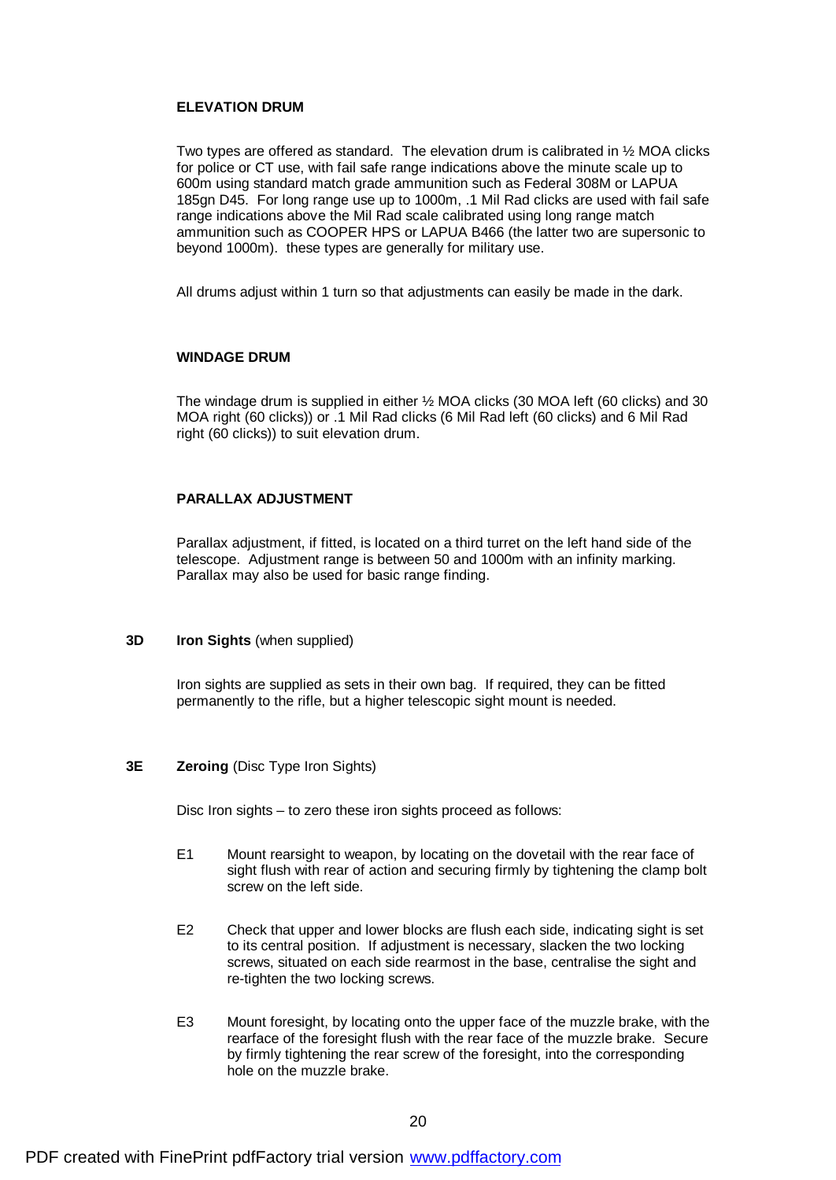#### ELEVATION DRUM

Two types are offered as standard. The elevation drum is calibrated in ½ MOA clicks for police or CT use, with fail safe range indications above the minute scale up to 600m using standard match grade ammunition such as Federal 308M or LAPUA 185gn D45. For long range use up to 1000m, .1 Mil Rad clicks are used with fail safe range indications above the Mil Rad scale calibrated using long range match ammunition such as COOPER HPS or LAPUA B466 (the latter two are supersonic to beyond 1000m). these types are generally for military use.

All drums adjust within 1 turn so that adjustments can easily be made in the dark.

#### WINDAGE DRUM

The windage drum is supplied in either ½ MOA clicks (30 MOA left (60 clicks) and 30 MOA right (60 clicks)) or .1 Mil Rad clicks (6 Mil Rad left (60 clicks) and 6 Mil Rad right (60 clicks)) to suit elevation drum.

#### PARALLAX ADJUSTMENT

Parallax adjustment, if fitted, is located on a third turret on the left hand side of the telescope. Adjustment range is between 50 and 1000m with an infinity marking. Parallax may also be used for basic range finding.

### 3D **Iron Sights** (when supplied)

Iron sights are supplied as sets in their own bag. If required, they can be fitted permanently to the rifle, but a higher telescopic sight mount is needed.

### 3E **Zeroing** (Disc Type Iron Sights)

Disc Iron sights – to zero these iron sights proceed as follows:

E1 Mount rearsight to weapon, by locating on the dovetail with the rear face of sight flush with rear of action and securing firmly by tightening the clamp bolt screw on the left side.

E2 Check that upper and lower blocks are flush each side, indicating sight is set to its central position. If adjustment is necessary, slacken the two locking screws, situated on each side rearmost in the base, centralise the sight and re-tighten the two locking screws.

E3 Mount foresight, by locating onto the upper face of the muzzle brake, with the rearface of the foresight flush with the rear face of the muzzle brake. Secure by firmly tightening the rear screw of the foresight, into the corresponding hole on the muzzle brake.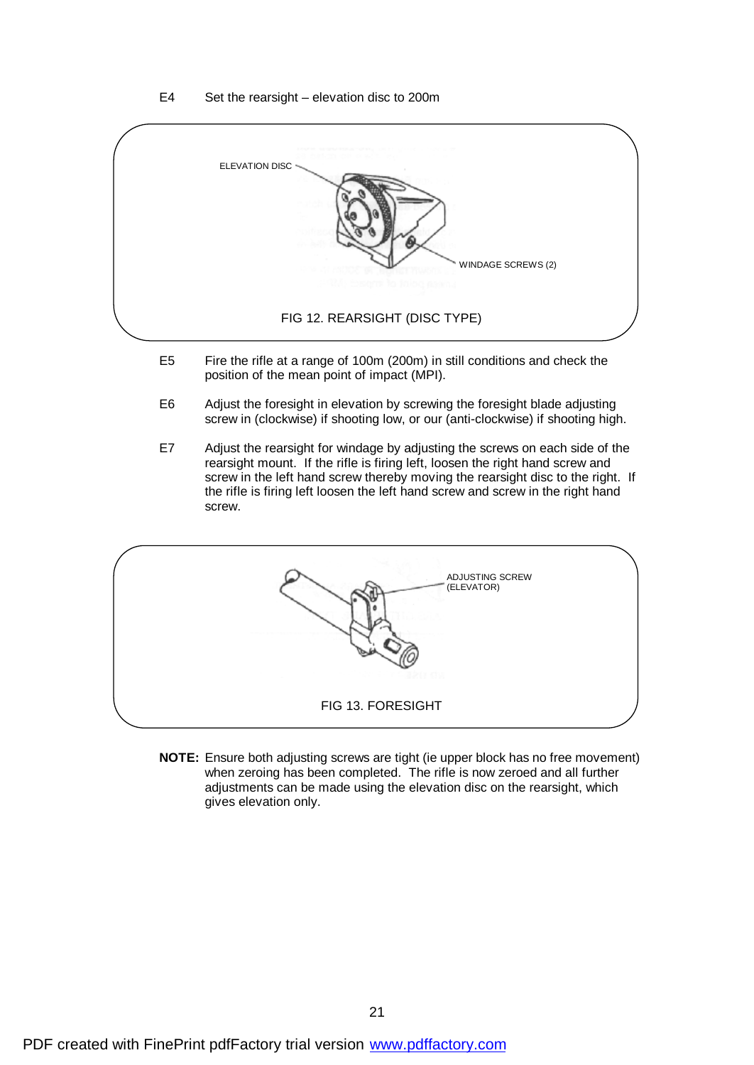E4 Set the rearsight – elevation disc to 200m

ELEVATION DISC

WINDAGE SCREWS (2)

FIG 12. REARSIGHT (DISC TYPE)

E5 Fire the rifle at a range of 100m (200m) in still conditions and check the position of the mean point of impact (MPI).

E6 Adjust the foresight in elevation by screwing the foresight blade adjusting screw in (clockwise) if shooting low, or our (anti-clockwise) if shooting high.

E7 Adjust the rearsight for windage by adjusting the screws on each side of the rearsight mount. If the rifle is firing left, loosen the right hand screw and screw in the left hand screw thereby moving the rearsight disc to the right. If the rifle is firing left loosen the left hand screw and screw in the right hand screw.

ADJUSTING SCREW (ELEVATOR)

FIG 13. FORESIGHT

**NOTE:** Ensure both adjusting screws are tight (ie upper block has no free movement) when zeroing has been completed. The rifle is now zeroed and all further adjustments can be made using the elevation disc on the rearsight, which gives elevation only.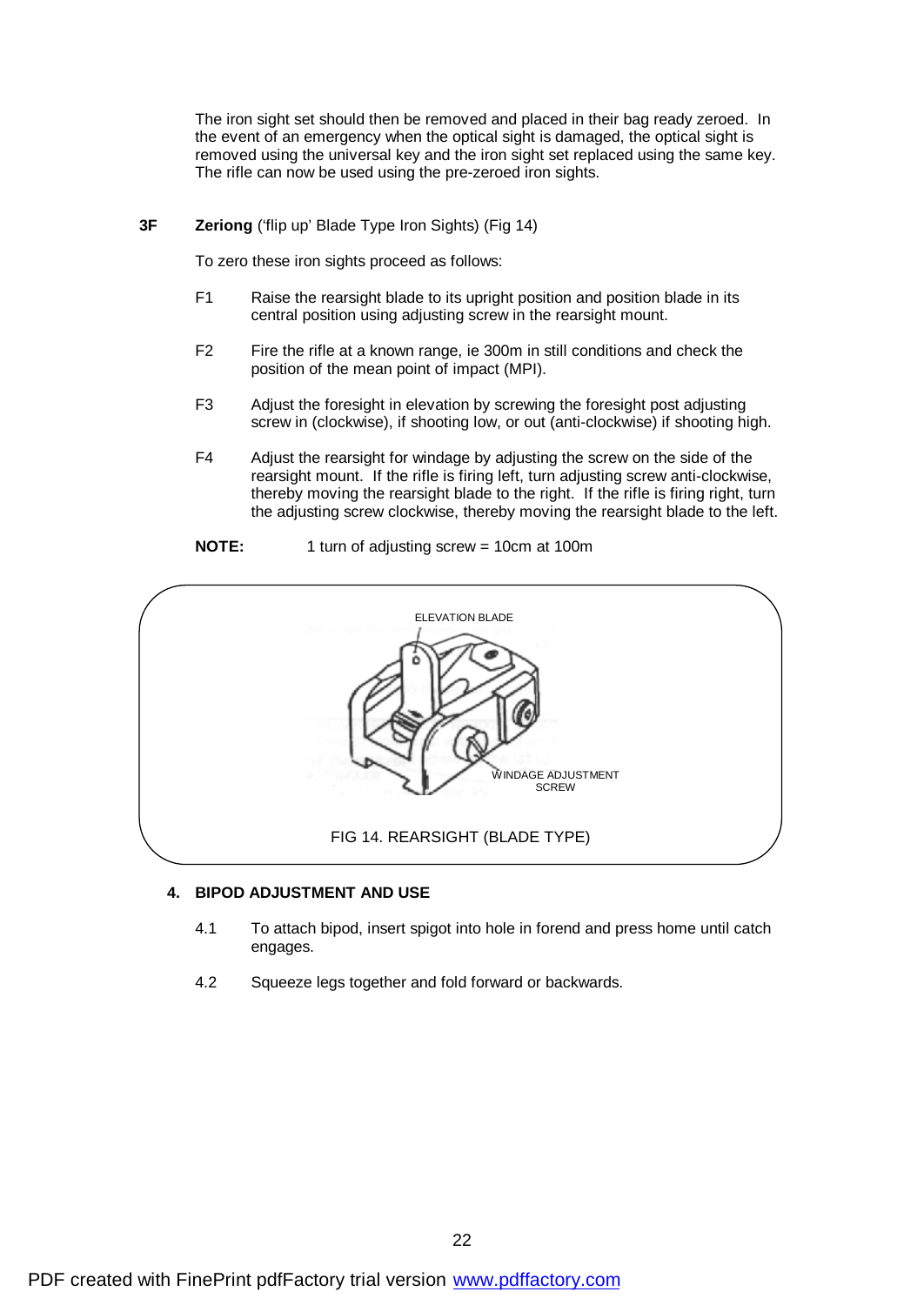The iron sight set should then be removed and placed in their bag ready zeroed. In the event of an emergency when the optical sight is damaged, the optical sight is removed using the universal key and the iron sight set replaced using the same key. The rifle can now be used using the pre-zeroed iron sights.

**3F** **Zeriong** ('flip up' Blade Type Iron Sights) (Fig 14)

To zero these iron sights proceed as follows:

F1 Raise the rearsight blade to its upright position and position blade in its central position using adjusting screw in the rearsight mount.

F2 Fire the rifle at a known range, ie 300m in still conditions and check the position of the mean point of impact (MPI).

F3 Adjust the foresight in elevation by screwing the foresight post adjusting screw in (clockwise), if shooting low, or out (anti-clockwise) if shooting high.

F4 Adjust the rearsight for windage by adjusting the screw on the side of the rearsight mount. If the rifle is firing left, turn adjusting screw anti-clockwise, thereby moving the rearsight blade to the right. If the rifle is firing right, turn the adjusting screw clockwise, thereby moving the rearsight blade to the left.

**NOTE:** 1 turn of adjusting screw = 10cm at 100m

ELEVATION BLADE

WINDAGE ADJUSTMENT SCREW

FIG 14. REARSIGHT (BLADE TYPE)

## 4. BIPOD ADJUSTMENT AND USE

4.1 To attach bipod, insert spigot into hole in forend and press home until catch engages.

4.2 Squeeze legs together and fold forward or backwards.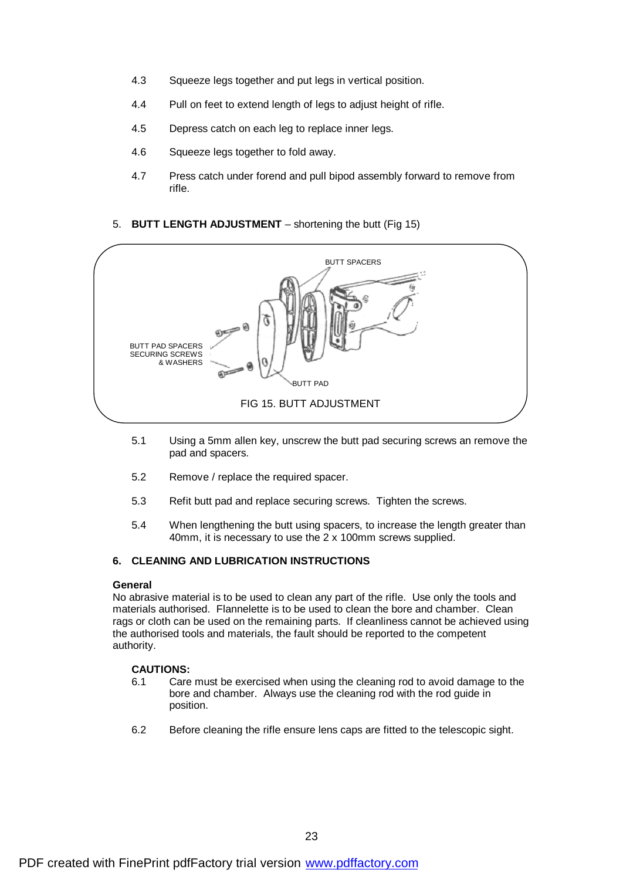4.3 Squeeze legs together and put legs in vertical position.

4.4 Pull on feet to extend length of legs to adjust height of rifle.

4.5 Depress catch on each leg to replace inner legs.

4.6 Squeeze legs together to fold away.

4.7 Press catch under forend and pull bipod assembly forward to remove from rifle.

5. **BUTT LENGTH ADJUSTMENT** – shortening the butt (Fig 15)

BUTT SPACERS

BUTT PAD SPACERS SECURING SCREWS & WASHERS

BUTT PAD

FIG 15. BUTT ADJUSTMENT

5.1 Using a 5mm allen key, unscrew the butt pad securing screws an remove the pad and spacers.

5.2 Remove / replace the required spacer.

5.3 Refit butt pad and replace securing screws. Tighten the screws.

5.4 When lengthening the butt using spacers, to increase the length greater than 40mm, it is necessary to use the 2 x 100mm screws supplied.

## 6. CLEANING AND LUBRICATION INSTRUCTIONS

**General**

No abrasive material is to be used to clean any part of the rifle. Use only the tools and materials authorised. Flannelette is to be used to clean the bore and chamber. Clean rags or cloth can be used on the remaining parts. If cleanliness cannot be achieved using the authorised tools and materials, the fault should be reported to the competent authority.

**CAUTIONS:**

6.1 Care must be exercised when using the cleaning rod to avoid damage to the bore and chamber. Always use the cleaning rod with the rod guide in position.

6.2 Before cleaning the rifle ensure lens caps are fitted to the telescopic sight.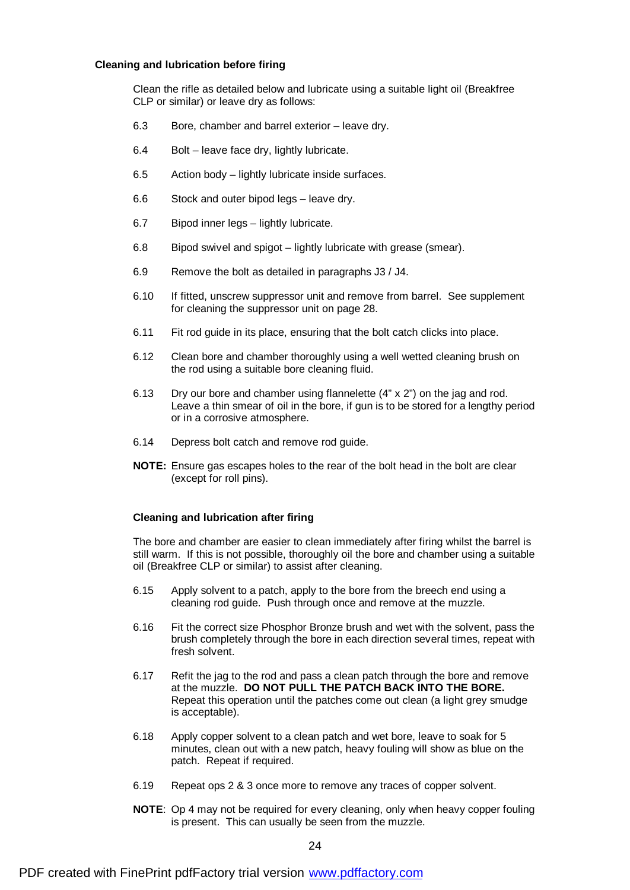### Cleaning and lubrication before firing

Clean the rifle as detailed below and lubricate using a suitable light oil (Breakfree CLP or similar) or leave dry as follows:

6.3 Bore, chamber and barrel exterior – leave dry.

6.4 Bolt – leave face dry, lightly lubricate.

6.5 Action body – lightly lubricate inside surfaces.

6.6 Stock and outer bipod legs – leave dry.

6.7 Bipod inner legs – lightly lubricate.

6.8 Bipod swivel and spigot – lightly lubricate with grease (smear).

6.9 Remove the bolt as detailed in paragraphs J3 / J4.

6.10 If fitted, unscrew suppressor unit and remove from barrel. See supplement for cleaning the suppressor unit on page 28.

6.11 Fit rod guide in its place, ensuring that the bolt catch clicks into place.

6.12 Clean bore and chamber thoroughly using a well wetted cleaning brush on the rod using a suitable bore cleaning fluid.

6.13 Dry our bore and chamber using flannelette (4" x 2") on the jag and rod. Leave a thin smear of oil in the bore, if gun is to be stored for a lengthy period or in a corrosive atmosphere.

6.14 Depress bolt catch and remove rod guide.

**NOTE:** Ensure gas escapes holes to the rear of the bolt head in the bolt are clear (except for roll pins).

### Cleaning and lubrication after firing

The bore and chamber are easier to clean immediately after firing whilst the barrel is still warm. If this is not possible, thoroughly oil the bore and chamber using a suitable oil (Breakfree CLP or similar) to assist after cleaning.

6.15 Apply solvent to a patch, apply to the bore from the breech end using a cleaning rod guide. Push through once and remove at the muzzle.

6.16 Fit the correct size Phosphor Bronze brush and wet with the solvent, pass the brush completely through the bore in each direction several times, repeat with fresh solvent.

6.17 Refit the jag to the rod and pass a clean patch through the bore and remove at the muzzle. **DO NOT PULL THE PATCH BACK INTO THE BORE.** Repeat this operation until the patches come out clean (a light grey smudge is acceptable).

6.18 Apply copper solvent to a clean patch and wet bore, leave to soak for 5 minutes, clean out with a new patch, heavy fouling will show as blue on the patch. Repeat if required.

6.19 Repeat ops 2 & 3 once more to remove any traces of copper solvent.

**NOTE**: Op 4 may not be required for every cleaning, only when heavy copper fouling is present. This can usually be seen from the muzzle.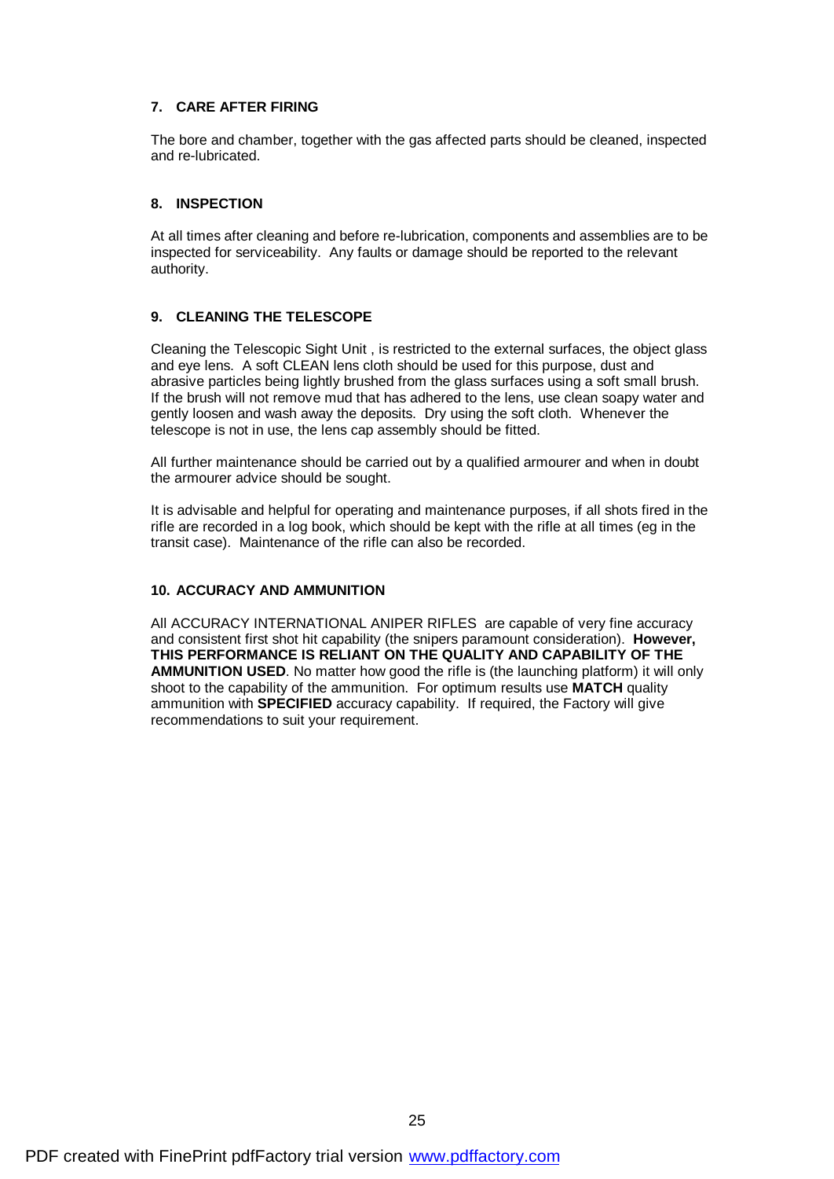## 7. CARE AFTER FIRING

The bore and chamber, together with the gas affected parts should be cleaned, inspected and re-lubricated.

## 8. INSPECTION

At all times after cleaning and before re-lubrication, components and assemblies are to be inspected for serviceability. Any faults or damage should be reported to the relevant authority.

## 9. CLEANING THE TELESCOPE

Cleaning the Telescopic Sight Unit , is restricted to the external surfaces, the object glass and eye lens. A soft CLEAN lens cloth should be used for this purpose, dust and abrasive particles being lightly brushed from the glass surfaces using a soft small brush. If the brush will not remove mud that has adhered to the lens, use clean soapy water and gently loosen and wash away the deposits. Dry using the soft cloth. Whenever the telescope is not in use, the lens cap assembly should be fitted.

All further maintenance should be carried out by a qualified armourer and when in doubt the armourer advice should be sought.

It is advisable and helpful for operating and maintenance purposes, if all shots fired in the rifle are recorded in a log book, which should be kept with the rifle at all times (eg in the transit case). Maintenance of the rifle can also be recorded.

## 10. ACCURACY AND AMMUNITION

All ACCURACY INTERNATIONAL ANIPER RIFLES are capable of very fine accuracy and consistent first shot hit capability (the snipers paramount consideration). **However, THIS PERFORMANCE IS RELIANT ON THE QUALITY AND CAPABILITY OF THE AMMUNITION USED**. No matter how good the rifle is (the launching platform) it will only shoot to the capability of the ammunition. For optimum results use **MATCH** quality ammunition with **SPECIFIED** accuracy capability. If required, the Factory will give recommendations to suit your requirement.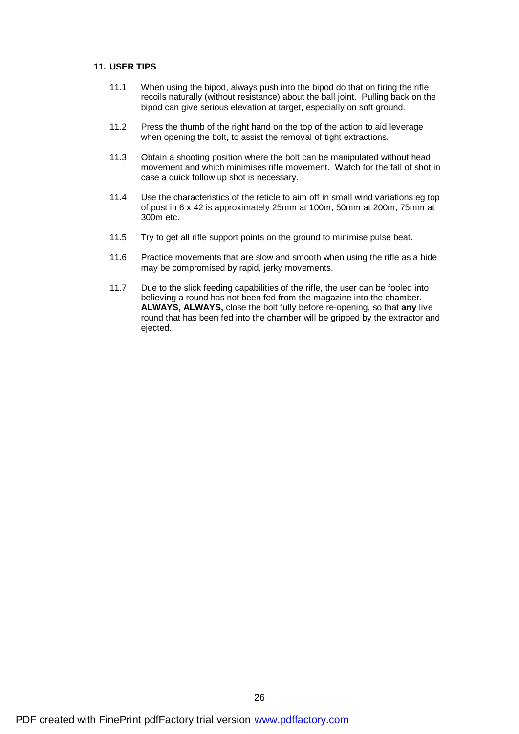## 11. USER TIPS

11.1 When using the bipod, always push into the bipod do that on firing the rifle recoils naturally (without resistance) about the ball joint. Pulling back on the bipod can give serious elevation at target, especially on soft ground.

11.2 Press the thumb of the right hand on the top of the action to aid leverage when opening the bolt, to assist the removal of tight extractions.

11.3 Obtain a shooting position where the bolt can be manipulated without head movement and which minimises rifle movement. Watch for the fall of shot in case a quick follow up shot is necessary.

11.4 Use the characteristics of the reticle to aim off in small wind variations eg top of post in 6 x 42 is approximately 25mm at 100m, 50mm at 200m, 75mm at 300m etc.

11.5 Try to get all rifle support points on the ground to minimise pulse beat.

11.6 Practice movements that are slow and smooth when using the rifle as a hide may be compromised by rapid, jerky movements.

11.7 Due to the slick feeding capabilities of the rifle, the user can be fooled into believing a round has not been fed from the magazine into the chamber. **ALWAYS, ALWAYS,** close the bolt fully before re-opening, so that **any** live round that has been fed into the chamber will be gripped by the extractor and ejected.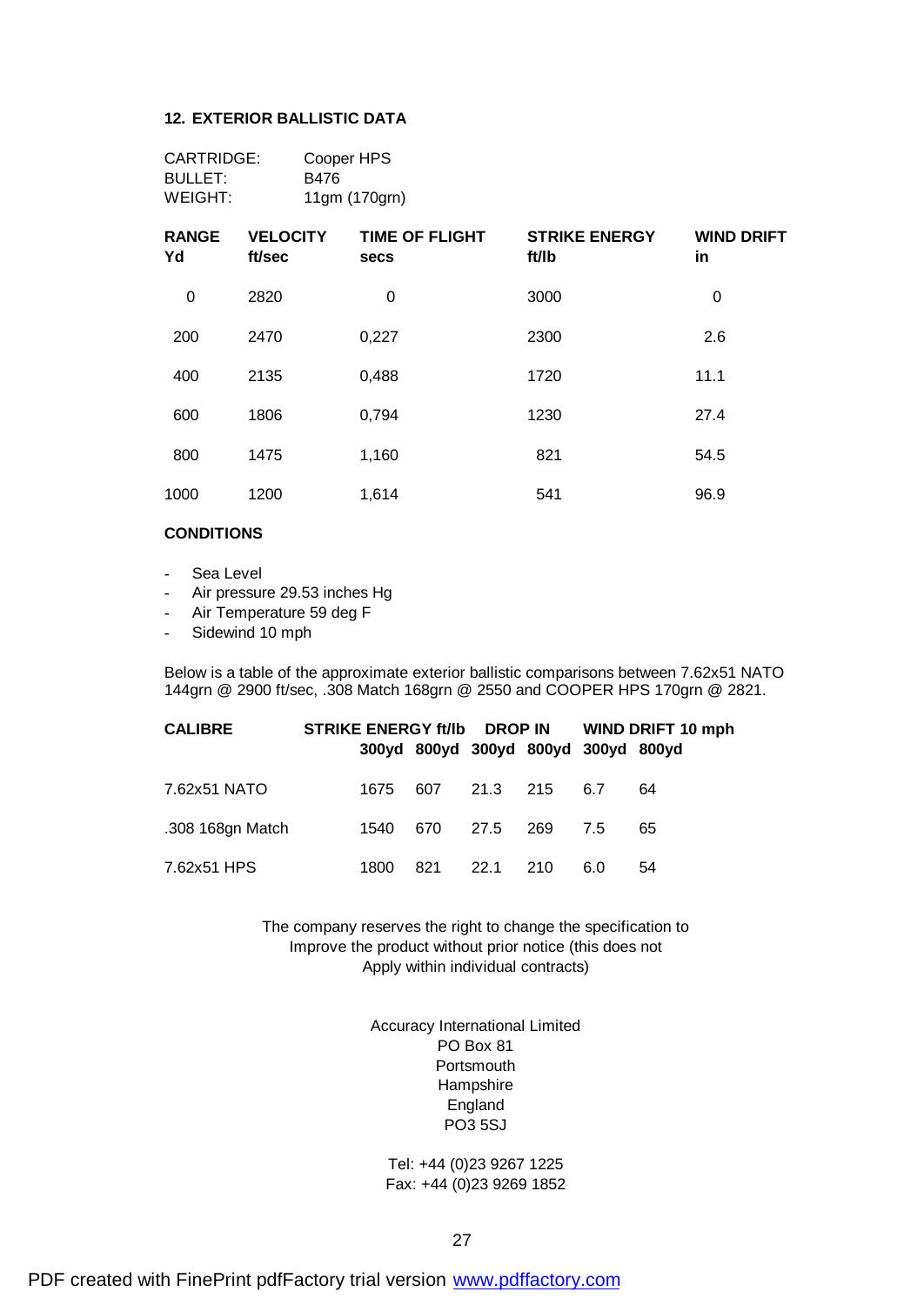## 12. EXTERIOR BALLISTIC DATA

CARTRIDGE: Cooper HPS
BULLET: B476
WEIGHT: 11gm (170grn)

| RANGE Yd | VELOCITY ft/sec | TIME OF FLIGHT secs | STRIKE ENERGY ft/lb | WIND DRIFT in |
|---|---|---|---|---|
| 0 | 2820 | 0 | 3000 | 0 |
| 200 | 2470 | 0,227 | 2300 | 2.6 |
| 400 | 2135 | 0,488 | 1720 | 11.1 |
| 600 | 1806 | 0,794 | 1230 | 27.4 |
| 800 | 1475 | 1,160 | 821 | 54.5 |
| 1000 | 1200 | 1,614 | 541 | 96.9 |

**CONDITIONS**

- Sea Level
- Air pressure 29.53 inches Hg
- Air Temperature 59 deg F
- Sidewind 10 mph

Below is a table of the approximate exterior ballistic comparisons between 7.62x51 NATO 144grn @ 2900 ft/sec, .308 Match 168grn @ 2550 and COOPER HPS 170grn @ 2821.

| CALIBRE | STRIKE ENERGY ft/lb | | DROP IN | | WIND DRIFT 10 mph | |
|---|---|---|---|---|---|---|
| | 300yd | 800yd | 300yd | 800yd | 300yd | 800yd |
| 7.62x51 NATO | 1675 | 607 | 21.3 | 215 | 6.7 | 64 |
| .308 168gn Match | 1540 | 670 | 27.5 | 269 | 7.5 | 65 |
| 7.62x51 HPS | 1800 | 821 | 22.1 | 210 | 6.0 | 54 |

The company reserves the right to change the specification to
Improve the product without prior notice (this does not
Apply within individual contracts)

Accuracy International Limited
PO Box 81
Portsmouth
Hampshire
England
PO3 5SJ

Tel: +44 (0)23 9267 1225
Fax: +44 (0)23 9269 1852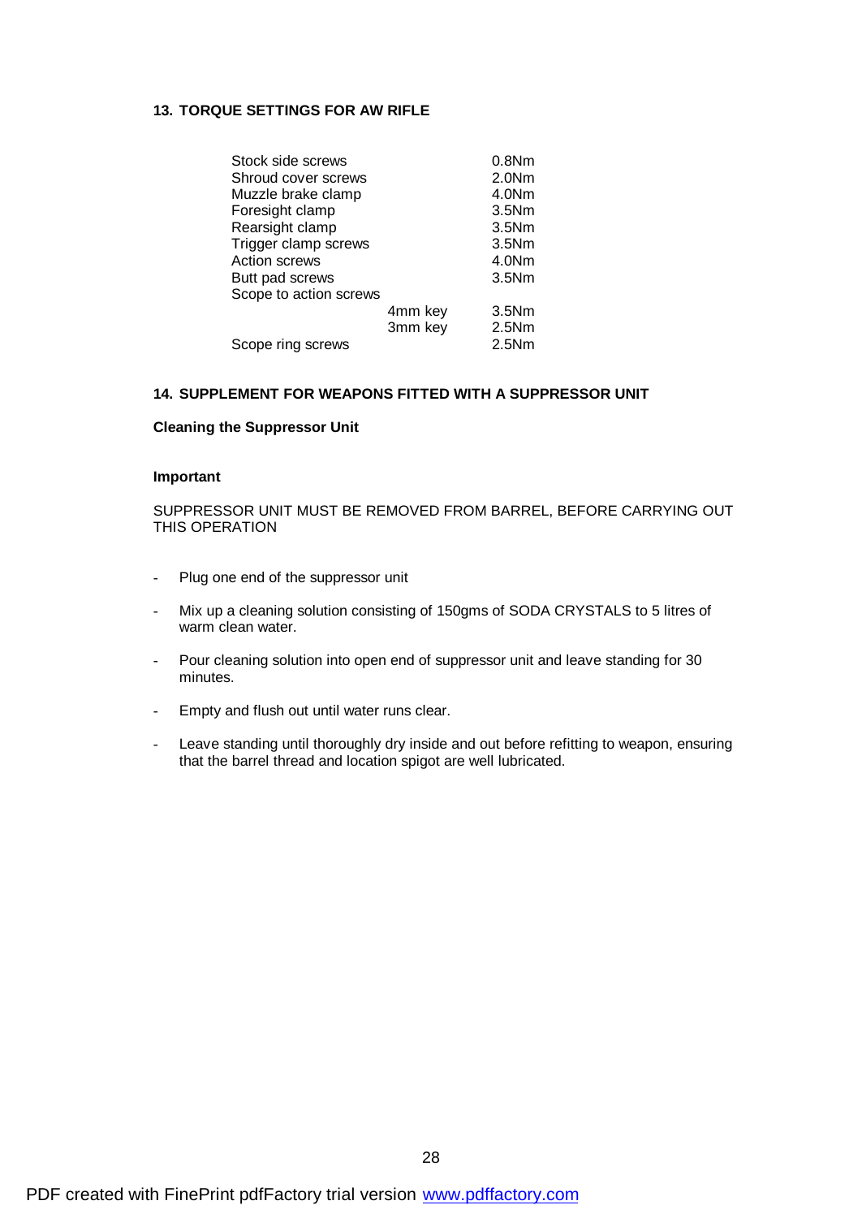## 13. TORQUE SETTINGS FOR AW RIFLE

| Component | Key | Torque |
|---|---|---|
| Stock side screws | | 0.8Nm |
| Shroud cover screws | | 2.0Nm |
| Muzzle brake clamp | | 4.0Nm |
| Foresight clamp | | 3.5Nm |
| Rearsight clamp | | 3.5Nm |
| Trigger clamp screws | | 3.5Nm |
| Action screws | | 4.0Nm |
| Butt pad screws | | 3.5Nm |
| Scope to action screws | | |
| | 4mm key | 3.5Nm |
| | 3mm key | 2.5Nm |
| Scope ring screws | | 2.5Nm |

## 14. SUPPLEMENT FOR WEAPONS FITTED WITH A SUPPRESSOR UNIT

### Cleaning the Suppressor Unit

**Important**

SUPPRESSOR UNIT MUST BE REMOVED FROM BARREL, BEFORE CARRYING OUT THIS OPERATION

- Plug one end of the suppressor unit
- Mix up a cleaning solution consisting of 150gms of SODA CRYSTALS to 5 litres of warm clean water.
- Pour cleaning solution into open end of suppressor unit and leave standing for 30 minutes.
- Empty and flush out until water runs clear.
- Leave standing until thoroughly dry inside and out before refitting to weapon, ensuring that the barrel thread and location spigot are well lubricated.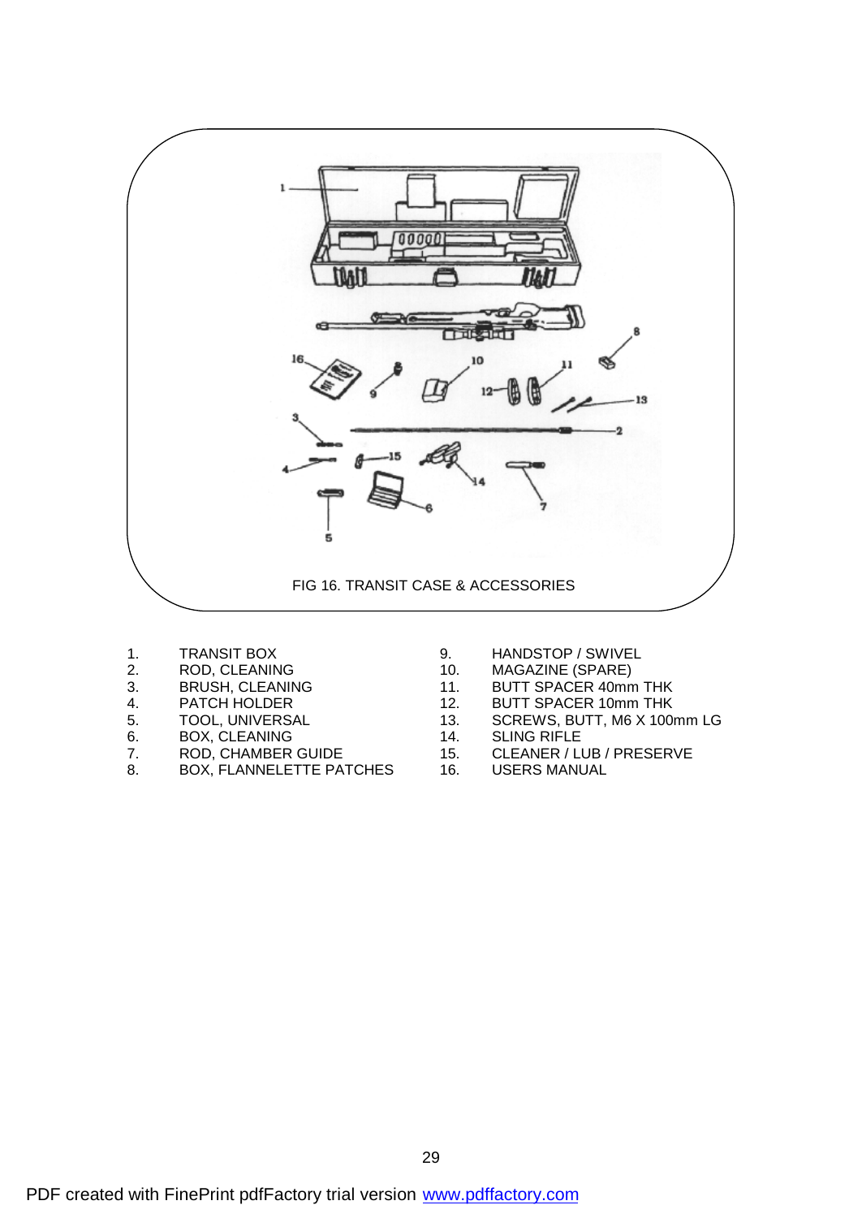FIG 16. TRANSIT CASE & ACCESSORIES

1. TRANSIT BOX
2. ROD, CLEANING
3. BRUSH, CLEANING
4. PATCH HOLDER
5. TOOL, UNIVERSAL
6. BOX, CLEANING
7. ROD, CHAMBER GUIDE
8. BOX, FLANNELETTE PATCHES
9. HANDSTOP / SWIVEL
10. MAGAZINE (SPARE)
11. BUTT SPACER 40mm THK
12. BUTT SPACER 10mm THK
13. SCREWS, BUTT, M6 X 100mm LG
14. SLING RIFLE
15. CLEANER / LUB / PRESERVE
16. USERS MANUAL

PDF created with FinePrint pdfFactory trial version www.pdffactory.com